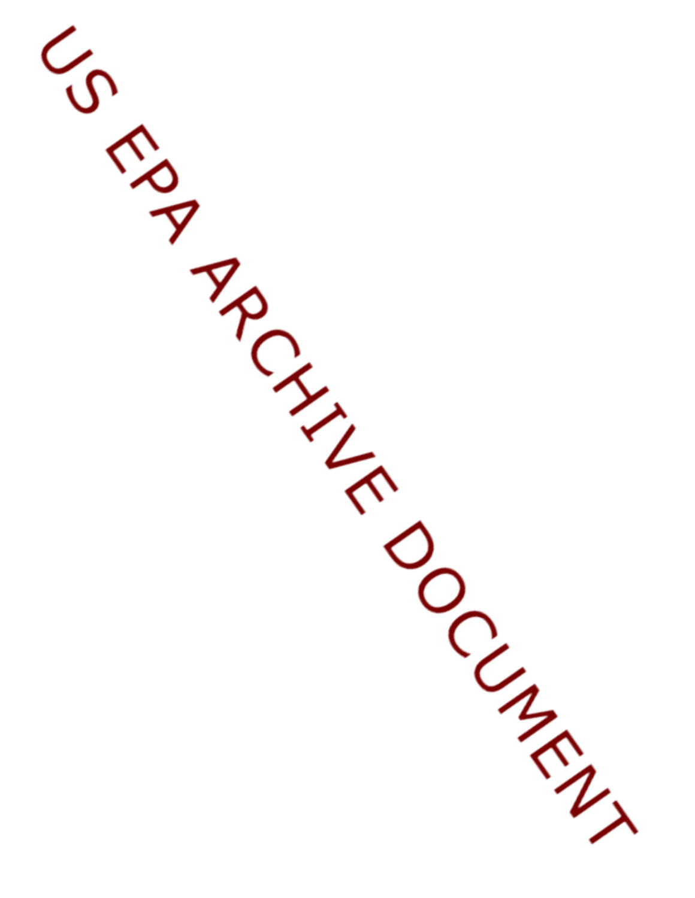US EPA ARCHIVE DOCUMENT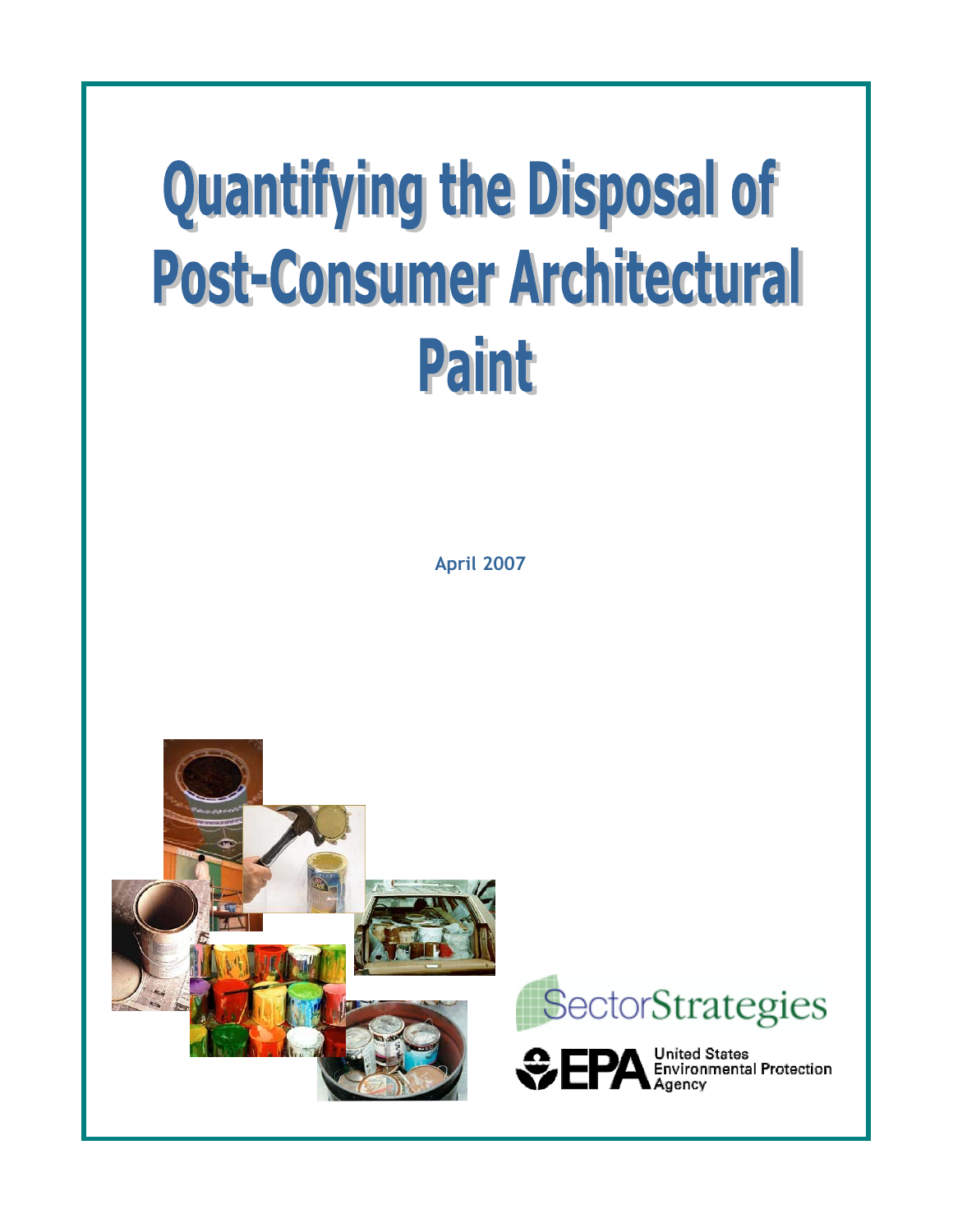# Quantifying the Disposal of Post-Consumer Architectural Paint

**April 2007**

SectorStrategies

EPA United States Environmental Protection Agency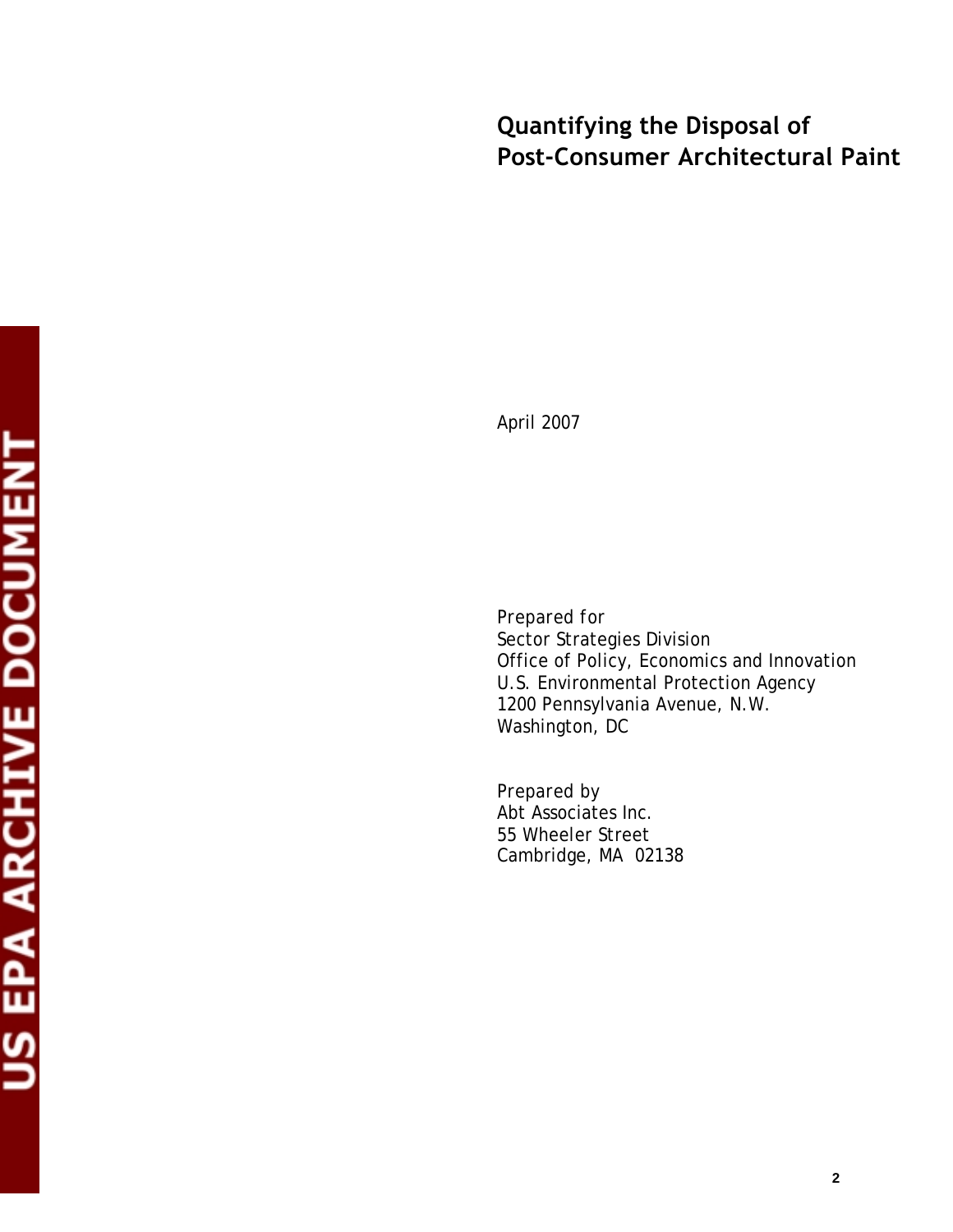# Quantifying the Disposal of Post-Consumer Architectural Paint

April 2007

Prepared for
Sector Strategies Division
Office of Policy, Economics and Innovation
U.S. Environmental Protection Agency
1200 Pennsylvania Avenue, N.W.
Washington, DC

Prepared by
Abt Associates Inc.
55 Wheeler Street
Cambridge, MA 02138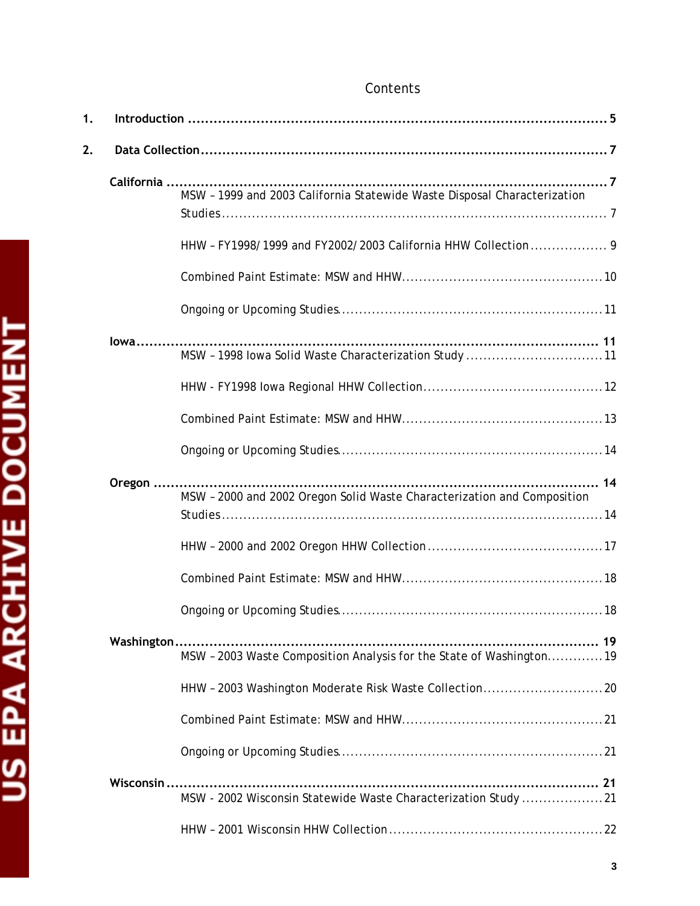# Contents

1. **Introduction** ........................................................................................................ 5

2. **Data Collection** ................................................................................................... 7

**California** ............................................................................................................ 7

- MSW – 1999 and 2003 California Statewide Waste Disposal Characterization Studies ............................................................................................ 7
- HHW – FY1998/1999 and FY2002/2003 California HHW Collection ................... 9
- Combined Paint Estimate: MSW and HHW ................................................ 10
- Ongoing or Upcoming Studies .............................................................. 11

**Iowa** ................................................................................................................... 11

- MSW – 1998 Iowa Solid Waste Characterization Study ................................ 11
- HHW - FY1998 Iowa Regional HHW Collection ........................................... 12
- Combined Paint Estimate: MSW and HHW ................................................ 13
- Ongoing or Upcoming Studies .............................................................. 14

**Oregon** ............................................................................................................... 14

- MSW – 2000 and 2002 Oregon Solid Waste Characterization and Composition Studies ................................................................................................ 14
- HHW – 2000 and 2002 Oregon HHW Collection ......................................... 17
- Combined Paint Estimate: MSW and HHW ................................................ 18
- Ongoing or Upcoming Studies .............................................................. 18

**Washington** ........................................................................................................ 19

- MSW – 2003 Waste Composition Analysis for the State of Washington ............ 19
- HHW – 2003 Washington Moderate Risk Waste Collection ............................ 20
- Combined Paint Estimate: MSW and HHW ................................................ 21
- Ongoing or Upcoming Studies .............................................................. 21

**Wisconsin** .......................................................................................................... 21

- MSW - 2002 Wisconsin Statewide Waste Characterization Study ................... 21
- HHW – 2001 Wisconsin HHW Collection .................................................. 22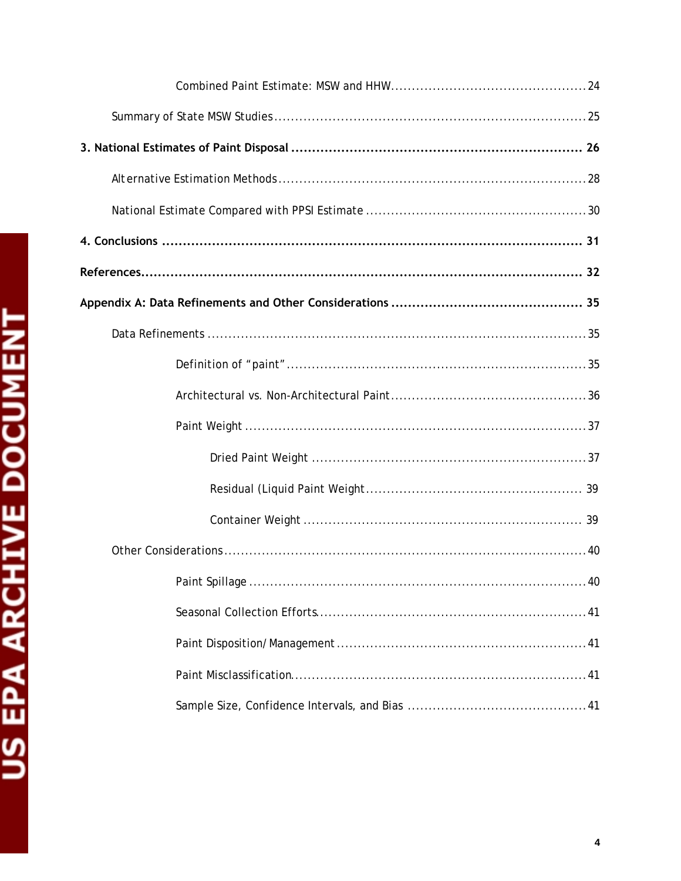Combined Paint Estimate: MSW and HHW.............................................24

Summary of State MSW Studies...........................................................................25

**3. National Estimates of Paint Disposal ...................................................................... 26**

Alternative Estimation Methods..........................................................................28

National Estimate Compared with PPSI Estimate ....................................................30

**4. Conclusions ....................................................................................................... 31**

**References.......................................................................................................... 32**

**Appendix A: Data Refinements and Other Considerations .............................................. 35**

Data Refinements ..........................................................................................35

Definition of "paint"......................................................................35

Architectural vs. Non-Architectural Paint..............................................36

Paint Weight .................................................................................37

Dried Paint Weight .................................................................37

Residual (Liquid Paint Weight.................................................... 39

Container Weight ................................................................... 39

Other Considerations.......................................................................................40

Paint Spillage ................................................................................40

Seasonal Collection Efforts................................................................41

Paint Disposition/Management ............................................................41

Paint Misclassification.......................................................................41

Sample Size, Confidence Intervals, and Bias ...........................................41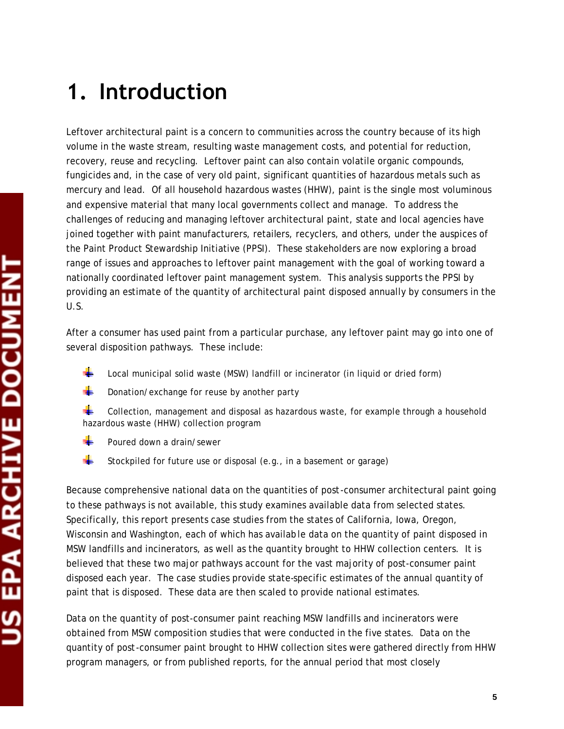# 1. Introduction

Leftover architectural paint is a concern to communities across the country because of its high volume in the waste stream, resulting waste management costs, and potential for reduction, recovery, reuse and recycling. Leftover paint can also contain volatile organic compounds, fungicides and, in the case of very old paint, significant quantities of hazardous metals such as mercury and lead. Of all household hazardous wastes (HHW), paint is the single most voluminous and expensive material that many local governments collect and manage. To address the challenges of reducing and managing leftover architectural paint, state and local agencies have joined together with paint manufacturers, retailers, recyclers, and others, under the auspices of the Paint Product Stewardship Initiative (PPSI). These stakeholders are now exploring a broad range of issues and approaches to leftover paint management with the goal of working toward a nationally coordinated leftover paint management system. This analysis supports the PPSI by providing an estimate of the quantity of architectural paint disposed annually by consumers in the U.S.

After a consumer has used paint from a particular purchase, any leftover paint may go into one of several disposition pathways. These include:

- Local municipal solid waste (MSW) landfill or incinerator (in liquid or dried form)
- Donation/exchange for reuse by another party
- Collection, management and disposal as hazardous waste, for example through a household hazardous waste (HHW) collection program
- Poured down a drain/sewer
- Stockpiled for future use or disposal (e.g., in a basement or garage)

Because comprehensive national data on the quantities of post-consumer architectural paint going to these pathways is not available, this study examines available data from selected states. Specifically, this report presents case studies from the states of California, Iowa, Oregon, Wisconsin and Washington, each of which has available data on the quantity of paint disposed in MSW landfills and incinerators, as well as the quantity brought to HHW collection centers. It is believed that these two major pathways account for the vast majority of post-consumer paint disposed each year. The case studies provide state-specific estimates of the annual quantity of paint that is disposed. These data are then scaled to provide national estimates.

Data on the quantity of post-consumer paint reaching MSW landfills and incinerators were obtained from MSW composition studies that were conducted in the five states. Data on the quantity of post-consumer paint brought to HHW collection sites were gathered directly from HHW program managers, or from published reports, for the annual period that most closely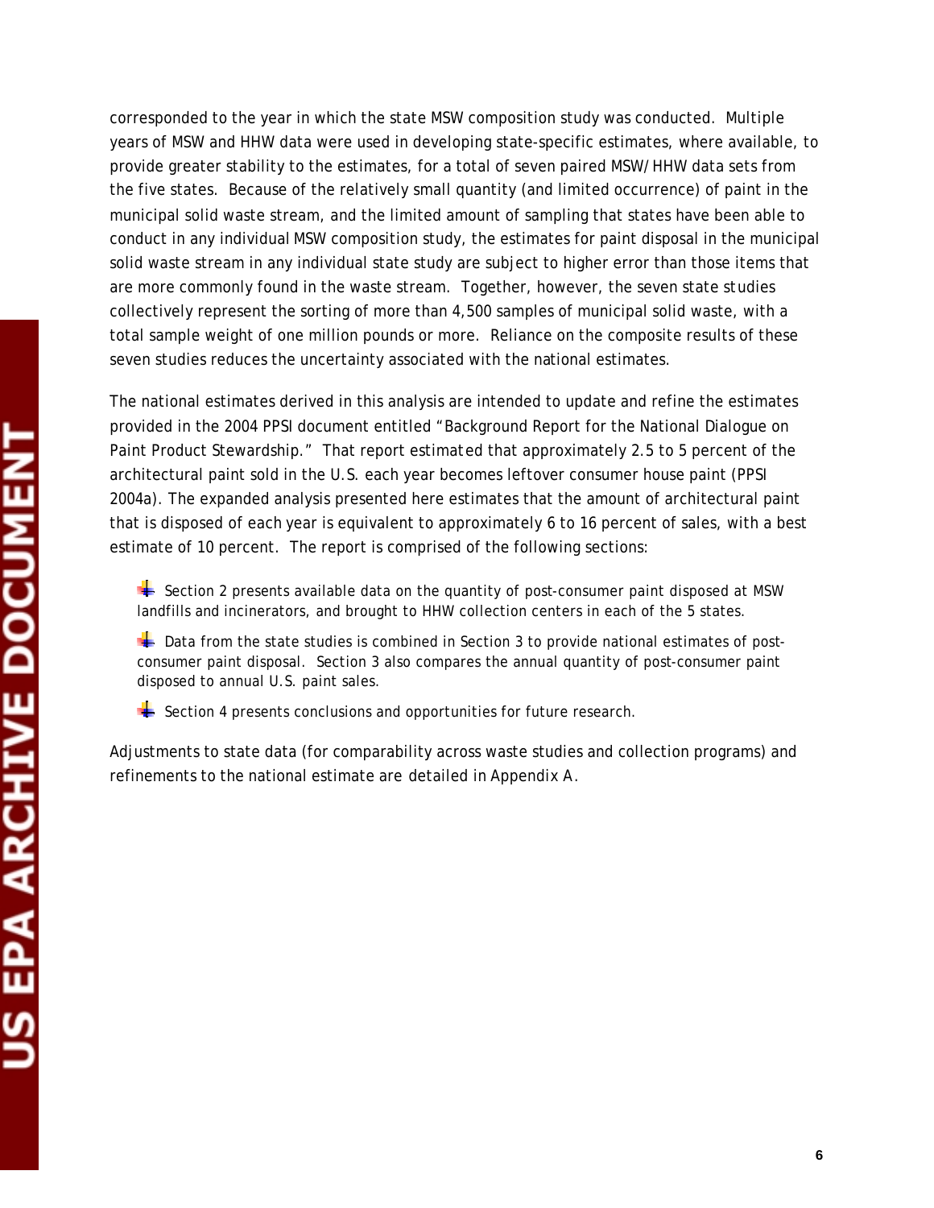corresponded to the year in which the state MSW composition study was conducted. Multiple years of MSW and HHW data were used in developing state-specific estimates, where available, to provide greater stability to the estimates, for a total of seven paired MSW/HHW data sets from the five states. Because of the relatively small quantity (and limited occurrence) of paint in the municipal solid waste stream, and the limited amount of sampling that states have been able to conduct in any individual MSW composition study, the estimates for paint disposal in the municipal solid waste stream in any individual state study are subject to higher error than those items that are more commonly found in the waste stream. Together, however, the seven state studies collectively represent the sorting of more than 4,500 samples of municipal solid waste, with a total sample weight of one million pounds or more. Reliance on the composite results of these seven studies reduces the uncertainty associated with the national estimates.

The national estimates derived in this analysis are intended to update and refine the estimates provided in the 2004 PPSI document entitled "Background Report for the National Dialogue on Paint Product Stewardship." That report estimated that approximately 2.5 to 5 percent of the architectural paint sold in the U.S. each year becomes leftover consumer house paint (PPSI 2004a). The expanded analysis presented here estimates that the amount of architectural paint that is disposed of each year is equivalent to approximately 6 to 16 percent of sales, with a best estimate of 10 percent. The report is comprised of the following sections:

- Section 2 presents available data on the quantity of post-consumer paint disposed at MSW landfills and incinerators, and brought to HHW collection centers in each of the 5 states.
- Data from the state studies is combined in Section 3 to provide national estimates of post-consumer paint disposal. Section 3 also compares the annual quantity of post-consumer paint disposed to annual U.S. paint sales.
- Section 4 presents conclusions and opportunities for future research.

Adjustments to state data (for comparability across waste studies and collection programs) and refinements to the national estimate are detailed in Appendix A.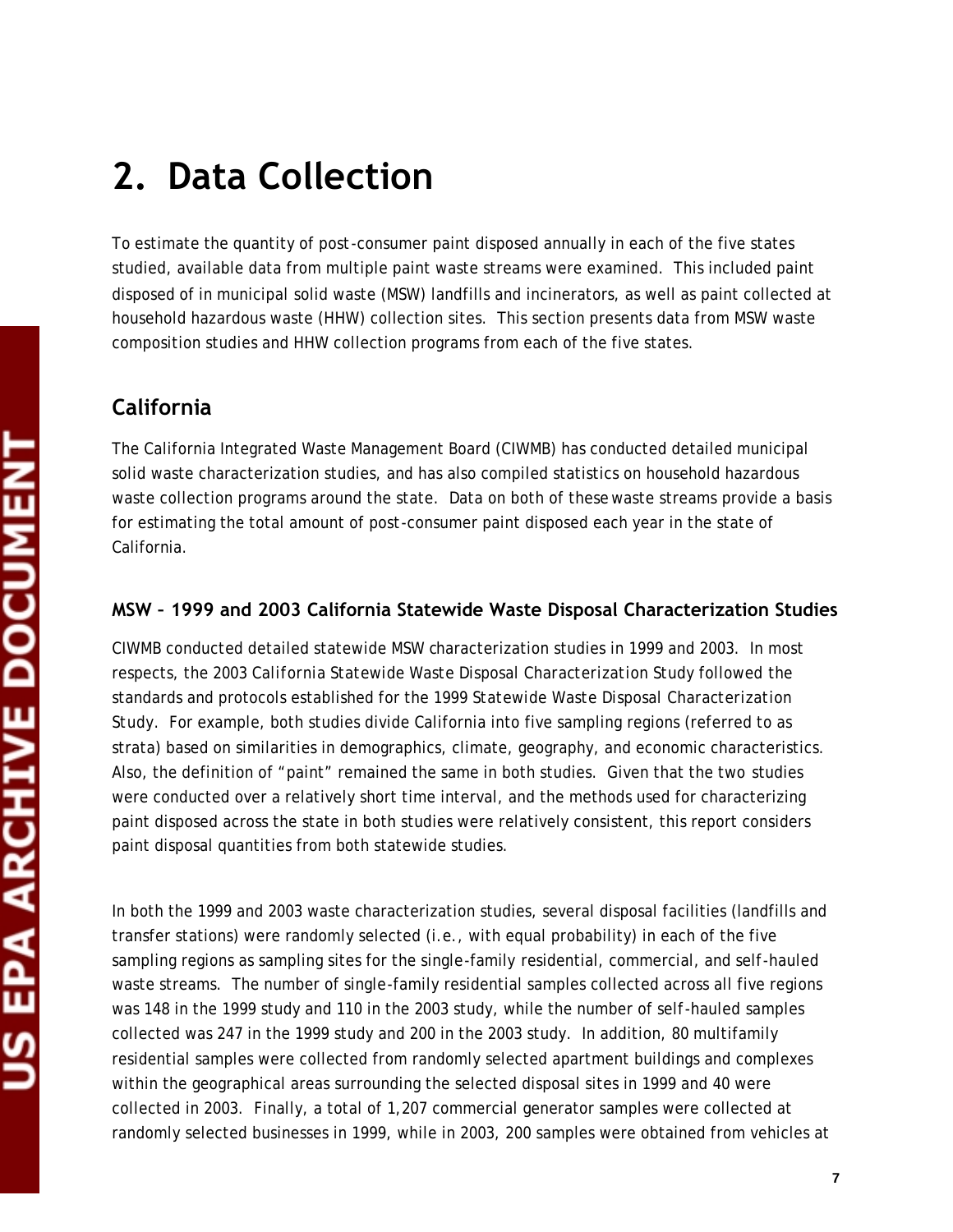# 2. Data Collection

To estimate the quantity of post-consumer paint disposed annually in each of the five states studied, available data from multiple paint waste streams were examined. This included paint disposed of in municipal solid waste (MSW) landfills and incinerators, as well as paint collected at household hazardous waste (HHW) collection sites. This section presents data from MSW waste composition studies and HHW collection programs from each of the five states.

## California

The California Integrated Waste Management Board (CIWMB) has conducted detailed municipal solid waste characterization studies, and has also compiled statistics on household hazardous waste collection programs around the state. Data on both of these waste streams provide a basis for estimating the total amount of post-consumer paint disposed each year in the state of California.

### MSW – 1999 and 2003 California Statewide Waste Disposal Characterization Studies

CIWMB conducted detailed statewide MSW characterization studies in 1999 and 2003. In most respects, the 2003 *California Statewide Waste Disposal Characterization Study* followed the standards and protocols established for the 1999 *Statewide Waste Disposal Characterization Study*. For example, both studies divide California into five sampling regions (referred to as strata) based on similarities in demographics, climate, geography, and economic characteristics. Also, the definition of "paint" remained the same in both studies. Given that the two studies were conducted over a relatively short time interval, and the methods used for characterizing paint disposed across the state in both studies were relatively consistent, this report considers paint disposal quantities from both statewide studies.

In both the 1999 and 2003 waste characterization studies, several disposal facilities (landfills and transfer stations) were randomly selected (i.e., with equal probability) in each of the five sampling regions as sampling sites for the single-family residential, commercial, and self-hauled waste streams. The number of single-family residential samples collected across all five regions was 148 in the 1999 study and 110 in the 2003 study, while the number of self-hauled samples collected was 247 in the 1999 study and 200 in the 2003 study. In addition, 80 multifamily residential samples were collected from randomly selected apartment buildings and complexes within the geographical areas surrounding the selected disposal sites in 1999 and 40 were collected in 2003. Finally, a total of 1,207 commercial generator samples were collected at randomly selected businesses in 1999, while in 2003, 200 samples were obtained from vehicles at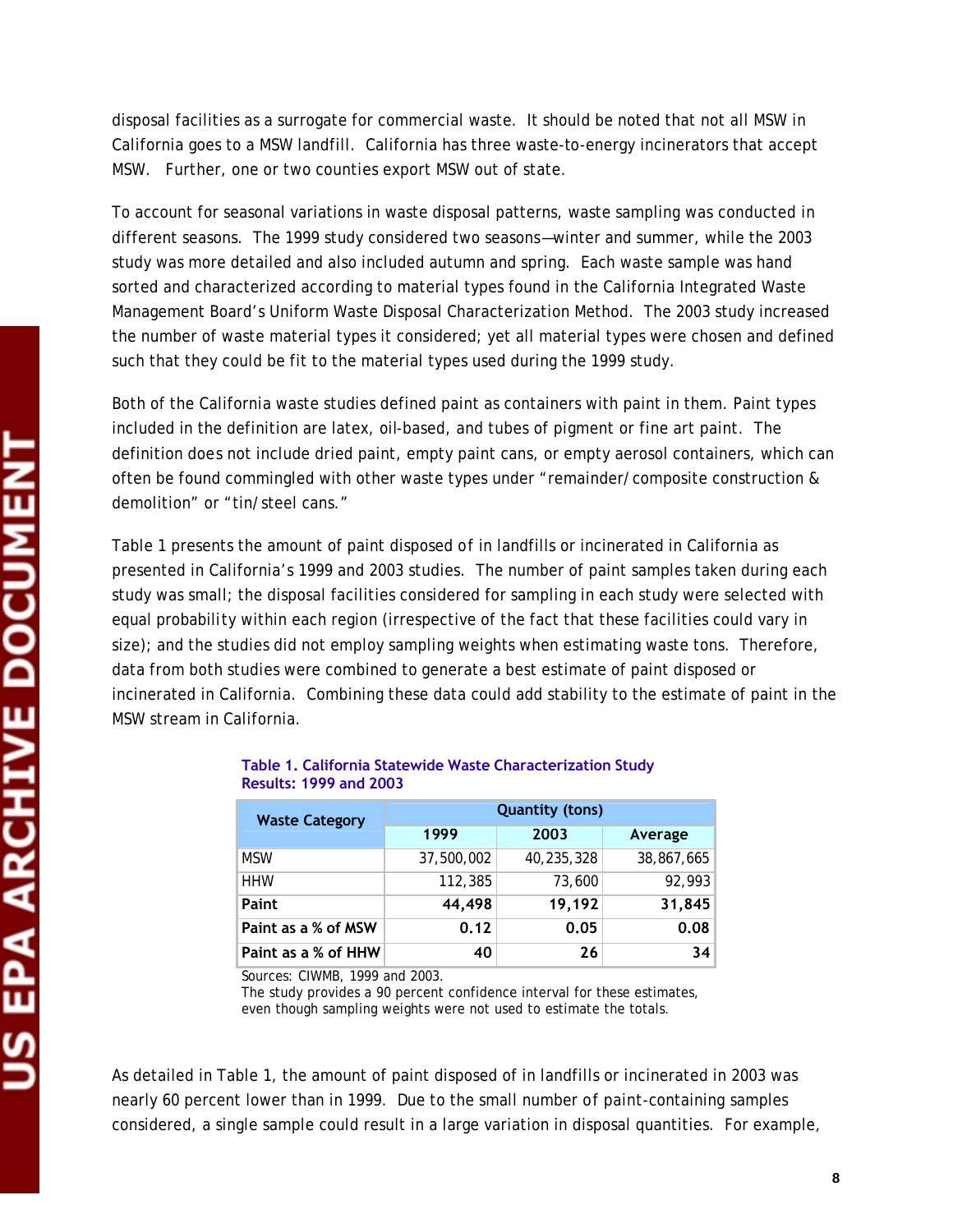disposal facilities as a surrogate for commercial waste. It should be noted that not all MSW in California goes to a MSW landfill. California has three waste-to-energy incinerators that accept MSW. Further, one or two counties export MSW out of state.

To account for seasonal variations in waste disposal patterns, waste sampling was conducted in different seasons. The 1999 study considered two seasons—winter and summer, while the 2003 study was more detailed and also included autumn and spring. Each waste sample was hand sorted and characterized according to material types found in the California Integrated Waste Management Board's Uniform Waste Disposal Characterization Method. The 2003 study increased the number of waste material types it considered; yet all material types were chosen and defined such that they could be fit to the material types used during the 1999 study.

Both of the California waste studies defined paint as containers with paint in them. Paint types included in the definition are latex, oil-based, and tubes of pigment or fine art paint. The definition does not include dried paint, empty paint cans, or empty aerosol containers, which can often be found commingled with other waste types under "remainder/composite construction & demolition" or "tin/steel cans."

Table 1 presents the amount of paint disposed of in landfills or incinerated in California as presented in California's 1999 and 2003 studies. The number of paint samples taken during each study was small; the disposal facilities considered for sampling in each study were selected with equal probability within each region (irrespective of the fact that these facilities could vary in size); and the studies did not employ sampling weights when estimating waste tons. Therefore, data from both studies were combined to generate a best estimate of paint disposed or incinerated in California. Combining these data could add stability to the estimate of paint in the MSW stream in California.

**Table 1. California Statewide Waste Characterization Study Results: 1999 and 2003**

| Waste Category | Quantity (tons) | | |
|---|---|---|---|
| | 1999 | 2003 | Average |
| MSW | 37,500,002 | 40,235,328 | 38,867,665 |
| HHW | 112,385 | 73,600 | 92,993 |
| **Paint** | **44,498** | **19,192** | **31,845** |
| **Paint as a % of MSW** | **0.12** | **0.05** | **0.08** |
| **Paint as a % of HHW** | **40** | **26** | **34** |

Sources: CIWMB, 1999 and 2003.
The study provides a 90 percent confidence interval for these estimates, even though sampling weights were not used to estimate the totals.

As detailed in Table 1, the amount of paint disposed of in landfills or incinerated in 2003 was nearly 60 percent lower than in 1999. Due to the small number of paint-containing samples considered, a single sample could result in a large variation in disposal quantities. For example,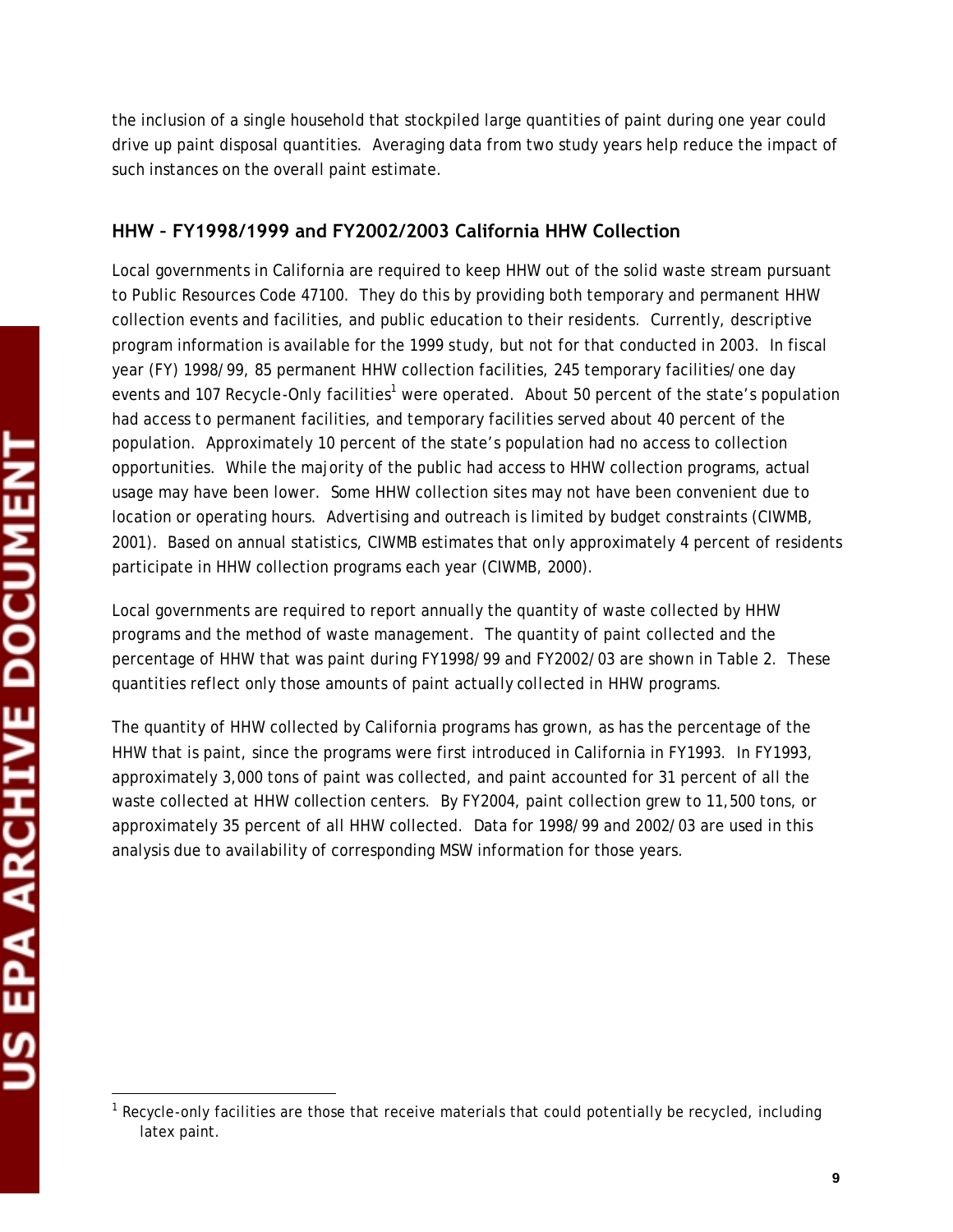the inclusion of a single household that stockpiled large quantities of paint during one year could drive up paint disposal quantities. Averaging data from two study years help reduce the impact of such instances on the overall paint estimate.

### HHW – FY1998/1999 and FY2002/2003 California HHW Collection

Local governments in California are required to keep HHW out of the solid waste stream pursuant to Public Resources Code 47100. They do this by providing both temporary and permanent HHW collection events and facilities, and public education to their residents. Currently, descriptive program information is available for the 1999 study, but not for that conducted in 2003. In fiscal year (FY) 1998/99, 85 permanent HHW collection facilities, 245 temporary facilities/one day events and 107 Recycle-Only facilities[1] were operated. About 50 percent of the state's population had access to permanent facilities, and temporary facilities served about 40 percent of the population. Approximately 10 percent of the state's population had no access to collection opportunities. While the majority of the public had access to HHW collection programs, actual usage may have been lower. Some HHW collection sites may not have been convenient due to location or operating hours. Advertising and outreach is limited by budget constraints (CIWMB, 2001). Based on annual statistics, CIWMB estimates that only approximately 4 percent of residents participate in HHW collection programs each year (CIWMB, 2000).

Local governments are required to report annually the quantity of waste collected by HHW programs and the method of waste management. The quantity of paint collected and the percentage of HHW that was paint during FY1998/99 and FY2002/03 are shown in Table 2. These quantities reflect only those amounts of paint actually collected in HHW programs.

The quantity of HHW collected by California programs has grown, as has the percentage of the HHW that is paint, since the programs were first introduced in California in FY1993. In FY1993, approximately 3,000 tons of paint was collected, and paint accounted for 31 percent of all the waste collected at HHW collection centers. By FY2004, paint collection grew to 11,500 tons, or approximately 35 percent of all HHW collected. Data for 1998/99 and 2002/03 are used in this analysis due to availability of corresponding MSW information for those years.

---

[1] Recycle-only facilities are those that receive materials that could potentially be recycled, including latex paint.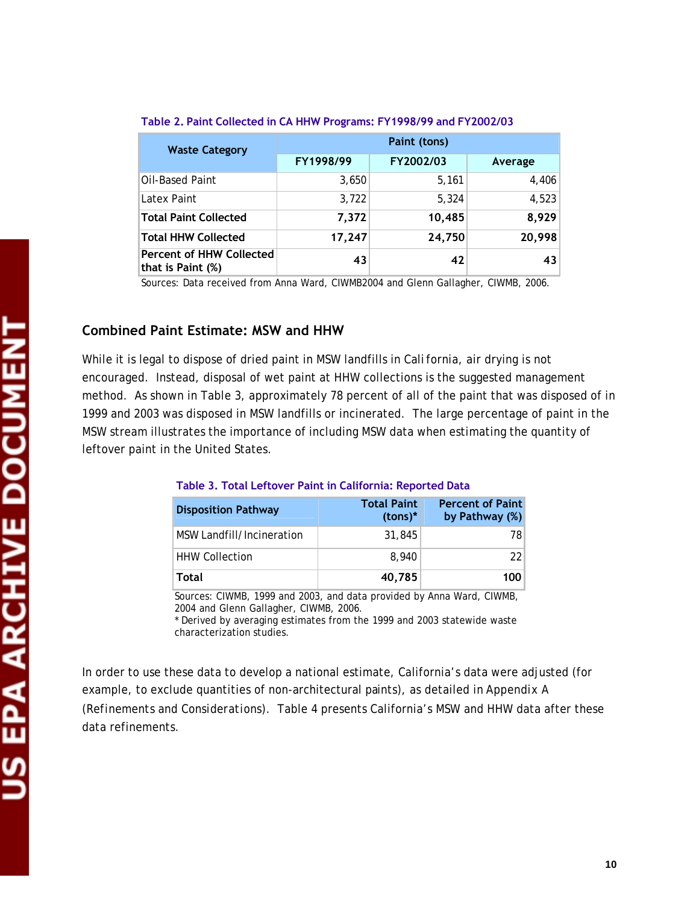Table 2. Paint Collected in CA HHW Programs: FY1998/99 and FY2002/03

| Waste Category | Paint (tons) | | |
|---|---|---|---|
| | FY1998/99 | FY2002/03 | Average |
| Oil-Based Paint | 3,650 | 5,161 | 4,406 |
| Latex Paint | 3,722 | 5,324 | 4,523 |
| **Total Paint Collected** | **7,372** | **10,485** | **8,929** |
| **Total HHW Collected** | **17,247** | **24,750** | **20,998** |
| **Percent of HHW Collected that is Paint (%)** | **43** | **42** | **43** |

Sources: Data received from Anna Ward, CIWMB2004 and Glenn Gallagher, CIWMB, 2006.

## Combined Paint Estimate: MSW and HHW

While it is legal to dispose of dried paint in MSW landfills in California, air drying is not encouraged. Instead, disposal of wet paint at HHW collections is the suggested management method. As shown in Table 3, approximately 78 percent of all of the paint that was disposed of in 1999 and 2003 was disposed in MSW landfills or incinerated. The large percentage of paint in the MSW stream illustrates the importance of including MSW data when estimating the quantity of leftover paint in the United States.

Table 3. Total Leftover Paint in California: Reported Data

| Disposition Pathway | Total Paint (tons)* | Percent of Paint by Pathway (%) |
|---|---|---|
| MSW Landfill/Incineration | 31,845 | 78 |
| HHW Collection | 8,940 | 22 |
| **Total** | **40,785** | **100** |

Sources: CIWMB, 1999 and 2003, and data provided by Anna Ward, CIWMB, 2004 and Glenn Gallagher, CIWMB, 2006.
* Derived by averaging estimates from the 1999 and 2003 statewide waste characterization studies.

In order to use these data to develop a national estimate, California's data were adjusted (for example, to exclude quantities of non-architectural paints), as detailed in Appendix A (Refinements and Considerations). Table 4 presents California's MSW and HHW data after these data refinements.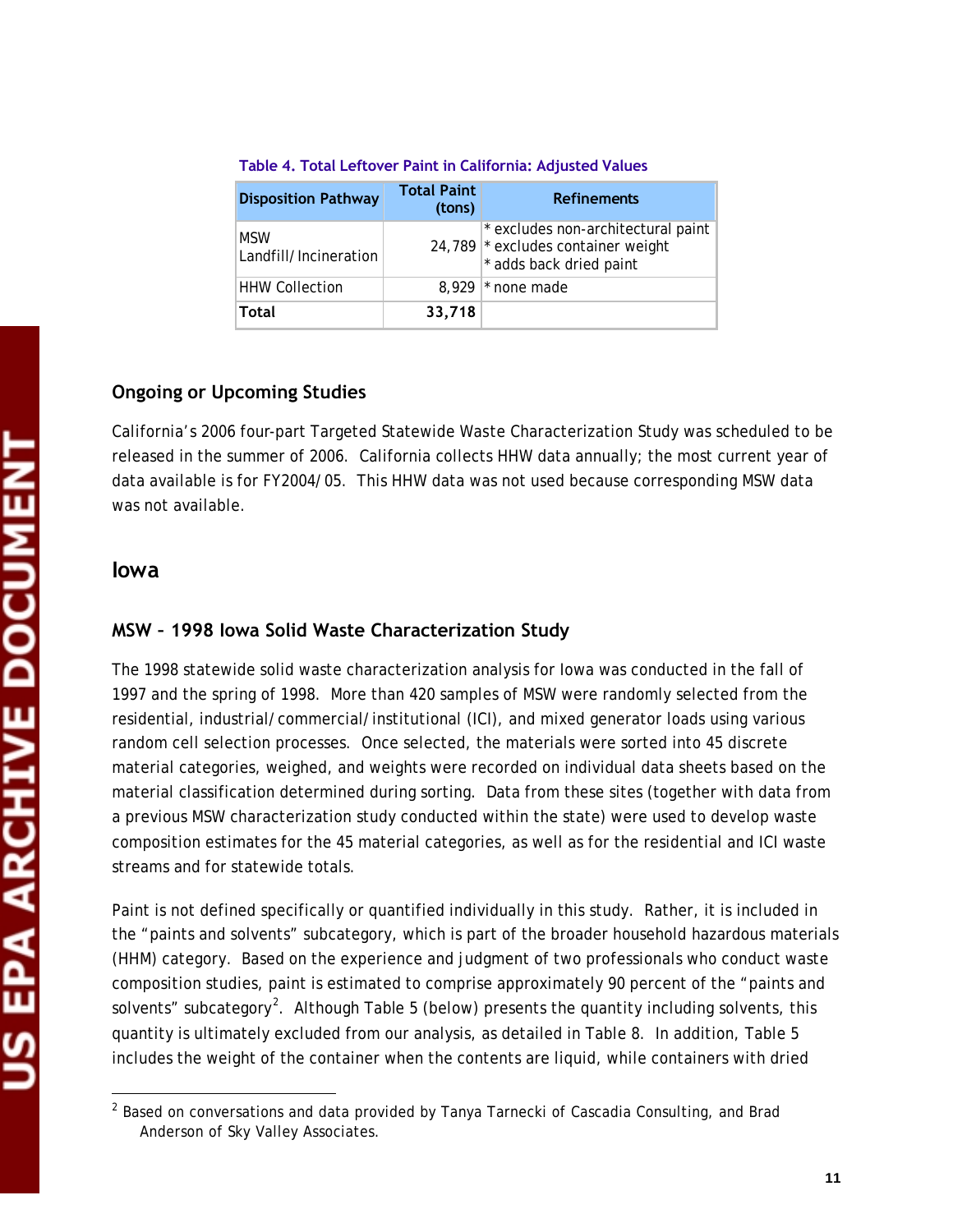Table 4. Total Leftover Paint in California: Adjusted Values

| Disposition Pathway | Total Paint (tons) | Refinements |
|---|---|---|
| MSW Landfill/Incineration | 24,789 | * excludes non-architectural paint<br>* excludes container weight<br>* adds back dried paint |
| HHW Collection | 8,929 | * none made |
| **Total** | **33,718** | |

### Ongoing or Upcoming Studies

California's 2006 four-part Targeted Statewide Waste Characterization Study was scheduled to be released in the summer of 2006. California collects HHW data annually; the most current year of data available is for FY2004/05. This HHW data was not used because corresponding MSW data was not available.

## Iowa

### MSW – 1998 Iowa Solid Waste Characterization Study

The 1998 statewide solid waste characterization analysis for Iowa was conducted in the fall of 1997 and the spring of 1998. More than 420 samples of MSW were randomly selected from the residential, industrial/commercial/institutional (ICI), and mixed generator loads using various random cell selection processes. Once selected, the materials were sorted into 45 discrete material categories, weighed, and weights were recorded on individual data sheets based on the material classification determined during sorting. Data from these sites (together with data from a previous MSW characterization study conducted within the state) were used to develop waste composition estimates for the 45 material categories, as well as for the residential and ICI waste streams and for statewide totals.

Paint is not defined specifically or quantified individually in this study. Rather, it is included in the "paints and solvents" subcategory, which is part of the broader household hazardous materials (HHM) category. Based on the experience and judgment of two professionals who conduct waste composition studies, paint is estimated to comprise approximately 90 percent of the "paints and solvents" subcategory[2]. Although Table 5 (below) presents the quantity including solvents, this quantity is ultimately excluded from our analysis, as detailed in Table 8. In addition, Table 5 includes the weight of the container when the contents are liquid, while containers with dried

[2] Based on conversations and data provided by Tanya Tarnecki of Cascadia Consulting, and Brad Anderson of Sky Valley Associates.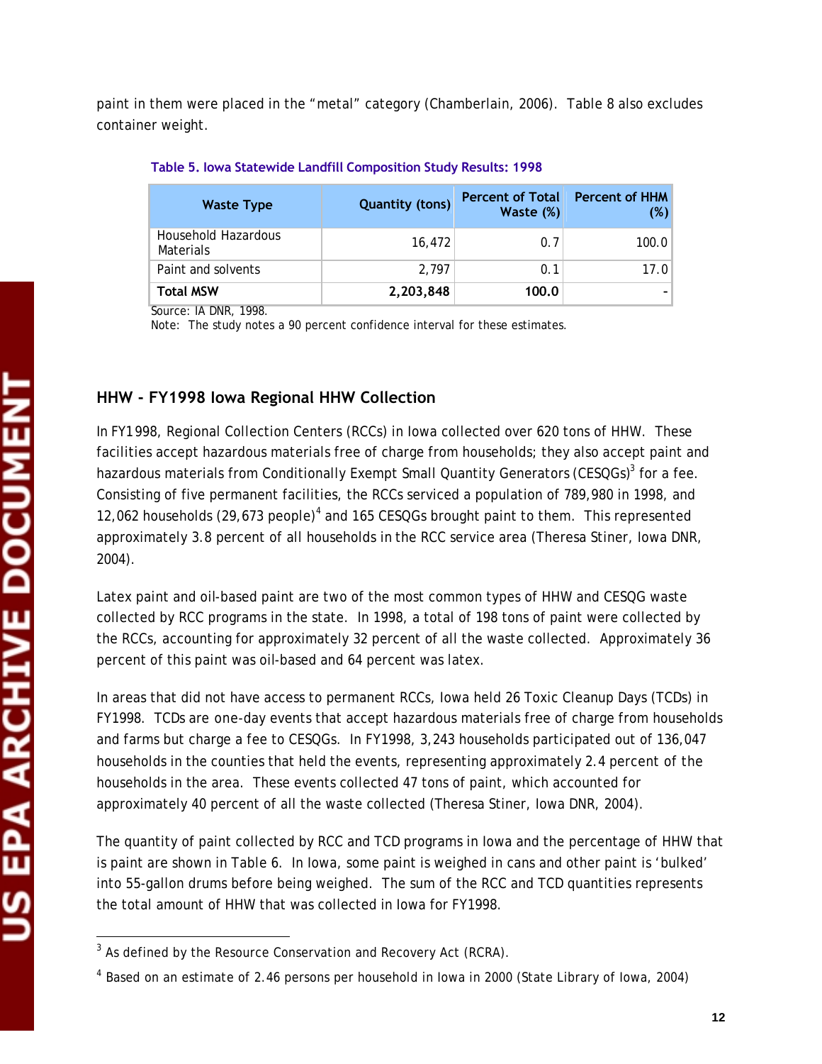paint in them were placed in the "metal" category (Chamberlain, 2006). Table 8 also excludes container weight.

**Table 5. Iowa Statewide Landfill Composition Study Results: 1998**

| Waste Type | Quantity (tons) | Percent of Total Waste (%) | Percent of HHM (%) |
|---|---|---|---|
| Household Hazardous Materials | 16,472 | 0.7 | 100.0 |
| Paint and solvents | 2,797 | 0.1 | 17.0 |
| **Total MSW** | **2,203,848** | **100.0** | - |

Source: IA DNR, 1998.
Note: The study notes a 90 percent confidence interval for these estimates.

## HHW - FY1998 Iowa Regional HHW Collection

In FY1998, Regional Collection Centers (RCCs) in Iowa collected over 620 tons of HHW. These facilities accept hazardous materials free of charge from households; they also accept paint and hazardous materials from Conditionally Exempt Small Quantity Generators (CESQGs)[3] for a fee. Consisting of five permanent facilities, the RCCs serviced a population of 789,980 in 1998, and 12,062 households (29,673 people)[4] and 165 CESQGs brought paint to them. This represented approximately 3.8 percent of all households in the RCC service area (Theresa Stiner, Iowa DNR, 2004).

Latex paint and oil-based paint are two of the most common types of HHW and CESQG waste collected by RCC programs in the state. In 1998, a total of 198 tons of paint were collected by the RCCs, accounting for approximately 32 percent of all the waste collected. Approximately 36 percent of this paint was oil-based and 64 percent was latex.

In areas that did not have access to permanent RCCs, Iowa held 26 Toxic Cleanup Days (TCDs) in FY1998. TCDs are one-day events that accept hazardous materials free of charge from households and farms but charge a fee to CESQGs. In FY1998, 3,243 households participated out of 136,047 households in the counties that held the events, representing approximately 2.4 percent of the households in the area. These events collected 47 tons of paint, which accounted for approximately 40 percent of all the waste collected (Theresa Stiner, Iowa DNR, 2004).

The quantity of paint collected by RCC and TCD programs in Iowa and the percentage of HHW that is paint are shown in Table 6. In Iowa, some paint is weighed in cans and other paint is 'bulked' into 55-gallon drums before being weighed. The sum of the RCC and TCD quantities represents the total amount of HHW that was collected in Iowa for FY1998.

---

[3] As defined by the Resource Conservation and Recovery Act (RCRA).

[4] Based on an estimate of 2.46 persons per household in Iowa in 2000 (State Library of Iowa, 2004)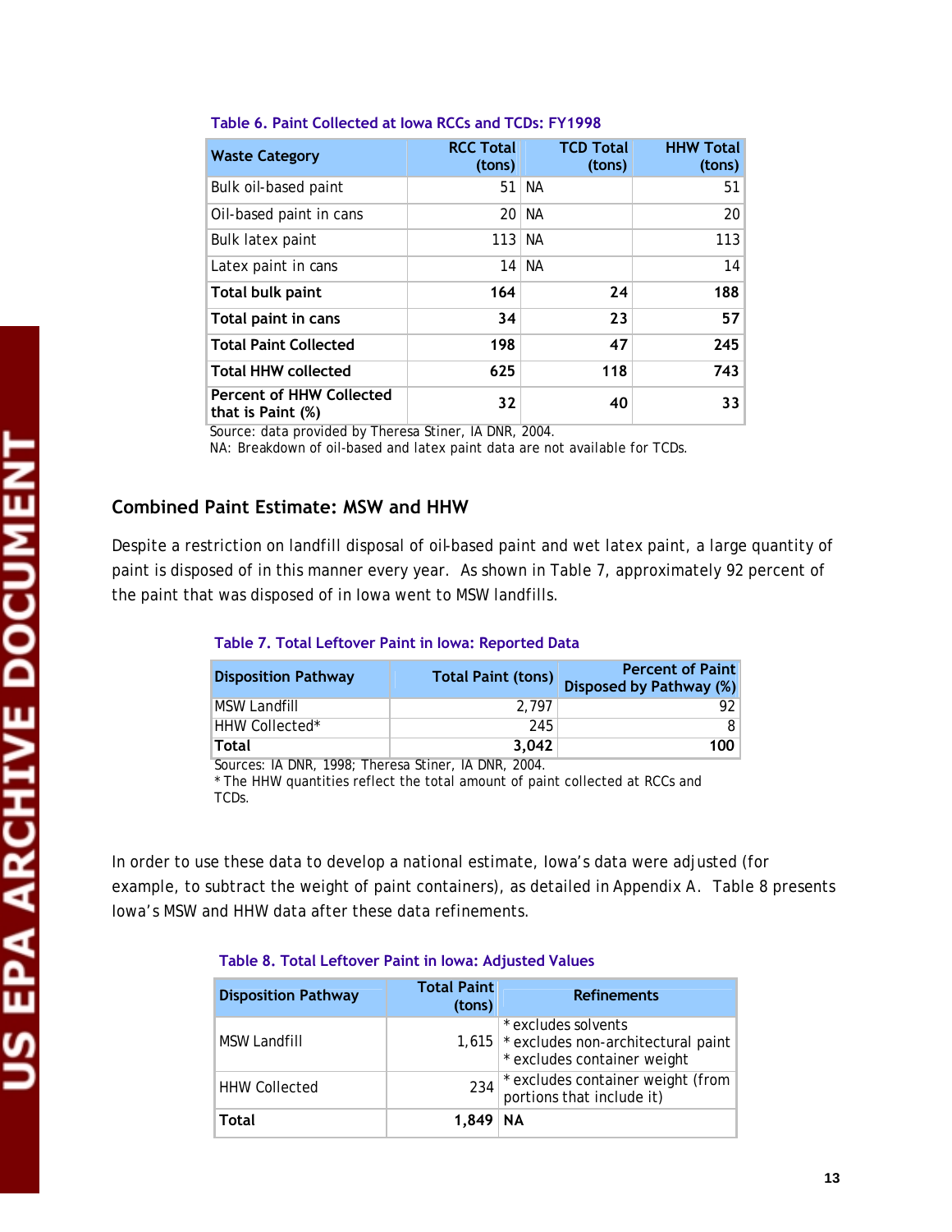Table 6. Paint Collected at Iowa RCCs and TCDs: FY1998

| Waste Category | RCC Total (tons) | TCD Total (tons) | HHW Total (tons) |
|---|---|---|---|
| Bulk oil-based paint | 51 | NA | 51 |
| Oil-based paint in cans | 20 | NA | 20 |
| Bulk latex paint | 113 | NA | 113 |
| Latex paint in cans | 14 | NA | 14 |
| **Total bulk paint** | **164** | **24** | **188** |
| **Total paint in cans** | **34** | **23** | **57** |
| **Total Paint Collected** | **198** | **47** | **245** |
| **Total HHW collected** | **625** | **118** | **743** |
| **Percent of HHW Collected that is Paint (%)** | **32** | **40** | **33** |

Source: data provided by Theresa Stiner, IA DNR, 2004.
NA: Breakdown of oil-based and latex paint data are not available for TCDs.

## Combined Paint Estimate: MSW and HHW

Despite a restriction on landfill disposal of oil-based paint and wet latex paint, a large quantity of paint is disposed of in this manner every year. As shown in Table 7, approximately 92 percent of the paint that was disposed of in Iowa went to MSW landfills.

Table 7. Total Leftover Paint in Iowa: Reported Data

| Disposition Pathway | Total Paint (tons) | Percent of Paint Disposed by Pathway (%) |
|---|---|---|
| MSW Landfill | 2,797 | 92 |
| HHW Collected* | 245 | 8 |
| **Total** | **3,042** | **100** |

Sources: IA DNR, 1998; Theresa Stiner, IA DNR, 2004.
* The HHW quantities reflect the total amount of paint collected at RCCs and TCDs.

In order to use these data to develop a national estimate, Iowa's data were adjusted (for example, to subtract the weight of paint containers), as detailed in Appendix A. Table 8 presents Iowa's MSW and HHW data after these data refinements.

Table 8. Total Leftover Paint in Iowa: Adjusted Values

| Disposition Pathway | Total Paint (tons) | Refinements |
|---|---|---|
| MSW Landfill | 1,615 | * excludes solvents<br>* excludes non-architectural paint<br>* excludes container weight |
| HHW Collected | 234 | * excludes container weight (from portions that include it) |
| **Total** | **1,849** | **NA** |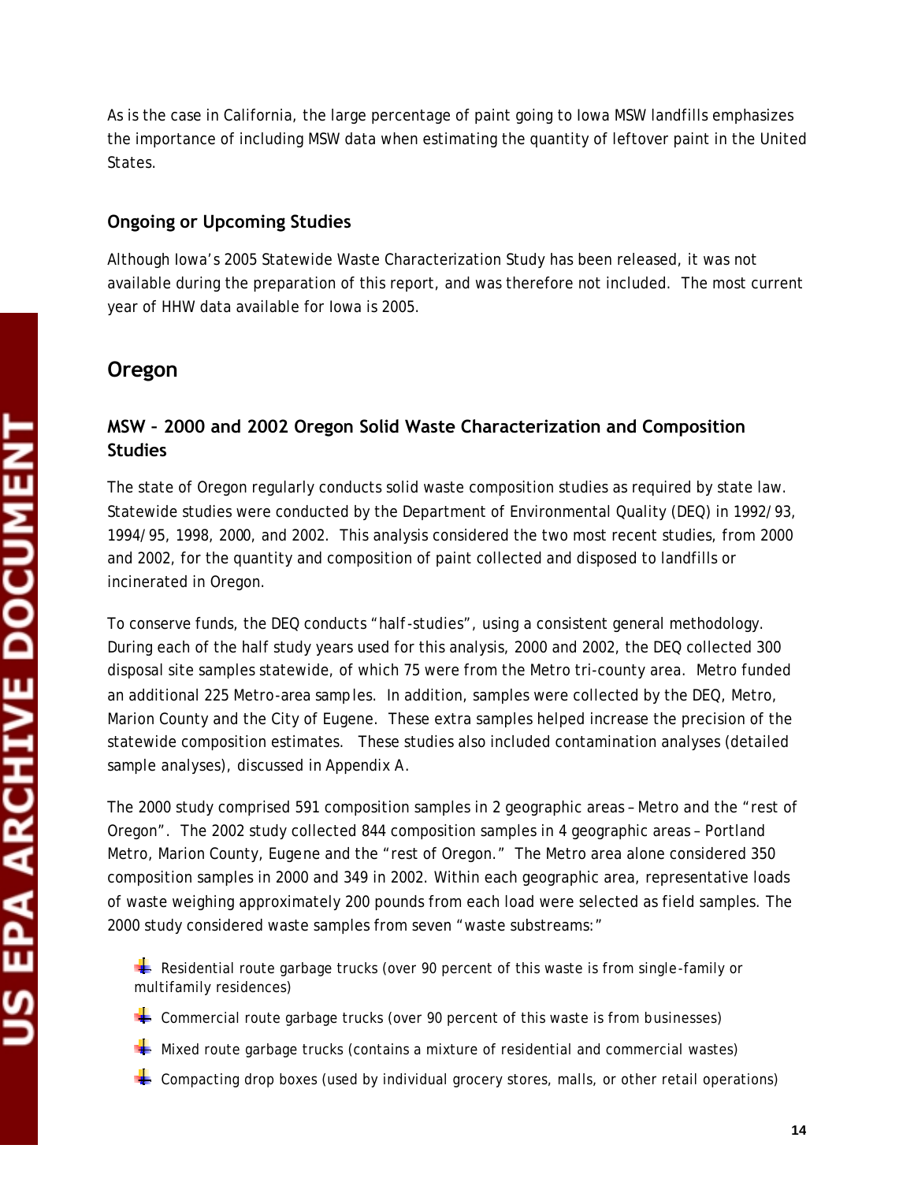As is the case in California, the large percentage of paint going to Iowa MSW landfills emphasizes the importance of including MSW data when estimating the quantity of leftover paint in the United States.

### Ongoing or Upcoming Studies

Although Iowa's 2005 Statewide Waste Characterization Study has been released, it was not available during the preparation of this report, and was therefore not included. The most current year of HHW data available for Iowa is 2005.

## Oregon

### MSW – 2000 and 2002 Oregon Solid Waste Characterization and Composition Studies

The state of Oregon regularly conducts solid waste composition studies as required by state law. Statewide studies were conducted by the Department of Environmental Quality (DEQ) in 1992/93, 1994/95, 1998, 2000, and 2002. This analysis considered the two most recent studies, from 2000 and 2002, for the quantity and composition of paint collected and disposed to landfills or incinerated in Oregon.

To conserve funds, the DEQ conducts "half-studies", using a consistent general methodology. During each of the half study years used for this analysis, 2000 and 2002, the DEQ collected 300 disposal site samples statewide, of which 75 were from the Metro tri-county area. Metro funded an additional 225 Metro-area samples. In addition, samples were collected by the DEQ, Metro, Marion County and the City of Eugene. These extra samples helped increase the precision of the statewide composition estimates. These studies also included contamination analyses (detailed sample analyses), discussed in Appendix A.

The 2000 study comprised 591 composition samples in 2 geographic areas – Metro and the "rest of Oregon". The 2002 study collected 844 composition samples in 4 geographic areas – Portland Metro, Marion County, Eugene and the "rest of Oregon." The Metro area alone considered 350 composition samples in 2000 and 349 in 2002. Within each geographic area, representative loads of waste weighing approximately 200 pounds from each load were selected as field samples. The 2000 study considered waste samples from seven "waste substreams:"

- Residential route garbage trucks (over 90 percent of this waste is from single-family or multifamily residences)
- Commercial route garbage trucks (over 90 percent of this waste is from businesses)
- Mixed route garbage trucks (contains a mixture of residential and commercial wastes)
- Compacting drop boxes (used by individual grocery stores, malls, or other retail operations)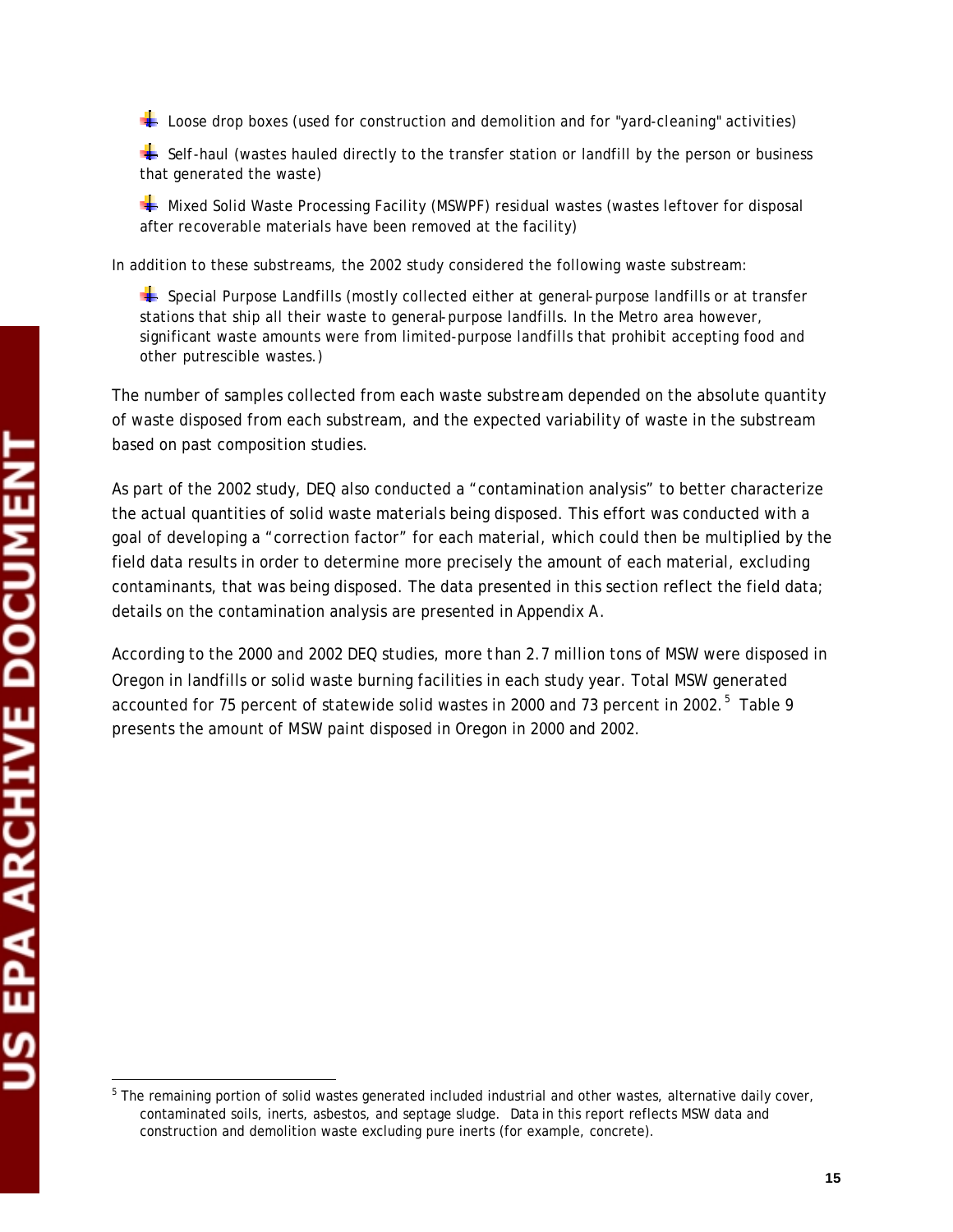- Loose drop boxes (used for construction and demolition and for "yard-cleaning" activities)
- Self-haul (wastes hauled directly to the transfer station or landfill by the person or business that generated the waste)
- Mixed Solid Waste Processing Facility (MSWPF) residual wastes (wastes leftover for disposal after recoverable materials have been removed at the facility)

In addition to these substreams, the 2002 study considered the following waste substream:

- Special Purpose Landfills (mostly collected either at general-purpose landfills or at transfer stations that ship all their waste to general-purpose landfills. In the Metro area however, significant waste amounts were from limited-purpose landfills that prohibit accepting food and other putrescible wastes.)

The number of samples collected from each waste substream depended on the absolute quantity of waste disposed from each substream, and the expected variability of waste in the substream based on past composition studies.

As part of the 2002 study, DEQ also conducted a "contamination analysis" to better characterize the actual quantities of solid waste materials being disposed. This effort was conducted with a goal of developing a "correction factor" for each material, which could then be multiplied by the field data results in order to determine more precisely the amount of each material, excluding contaminants, that was being disposed. The data presented in this section reflect the field data; details on the contamination analysis are presented in Appendix A.

According to the 2000 and 2002 DEQ studies, more than 2.7 million tons of MSW were disposed in Oregon in landfills or solid waste burning facilities in each study year. Total MSW generated accounted for 75 percent of statewide solid wastes in 2000 and 73 percent in 2002.[5] Table 9 presents the amount of MSW paint disposed in Oregon in 2000 and 2002.

[5] The remaining portion of solid wastes generated included industrial and other wastes, alternative daily cover, contaminated soils, inerts, asbestos, and septage sludge. Data in this report reflects MSW data and construction and demolition waste excluding pure inerts (for example, concrete).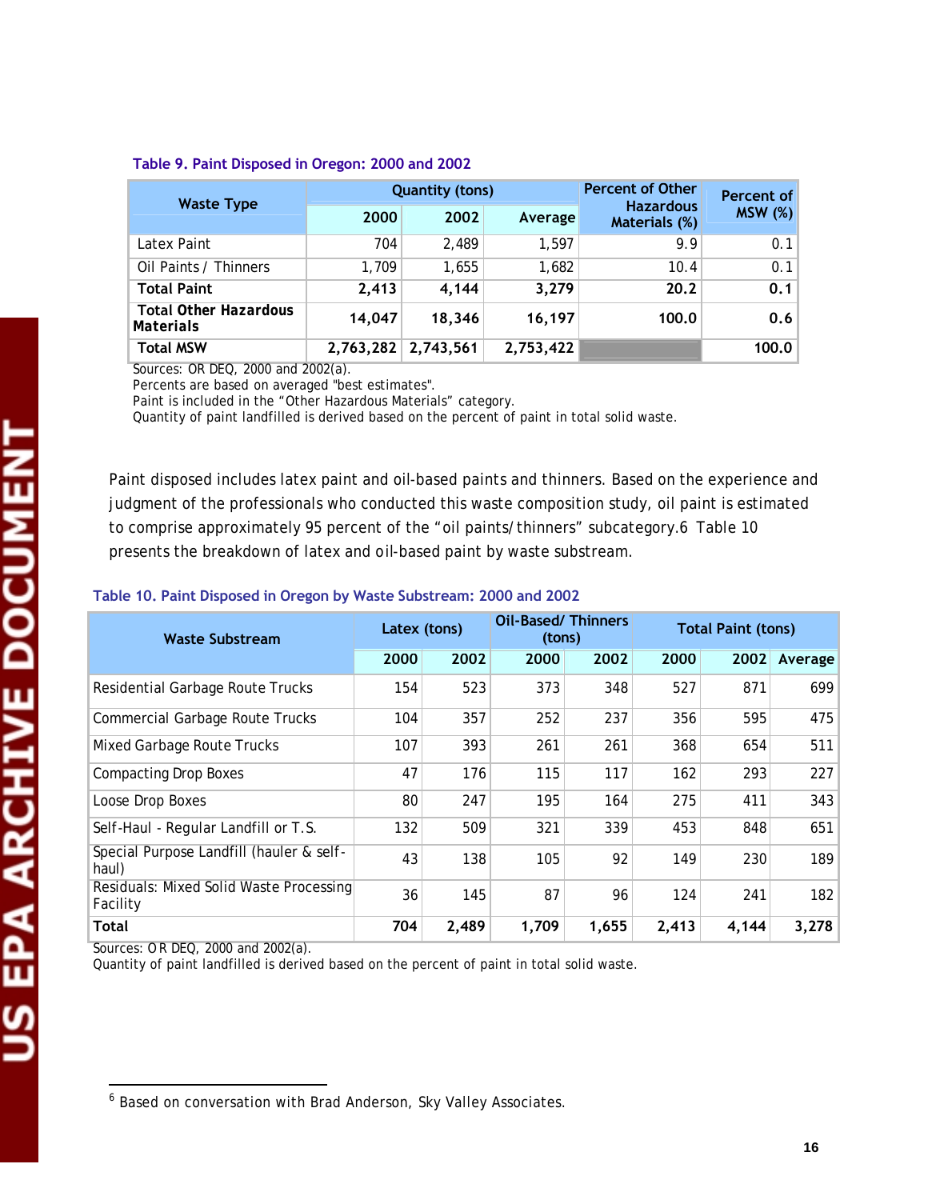Table 9. Paint Disposed in Oregon: 2000 and 2002

| Waste Type | Quantity (tons) | | | Percent of Other Hazardous Materials (%) | Percent of MSW (%) |
|---|---|---|---|---|---|
| | 2000 | 2002 | Average | | |
| Latex Paint | 704 | 2,489 | 1,597 | 9.9 | 0.1 |
| Oil Paints / Thinners | 1,709 | 1,655 | 1,682 | 10.4 | 0.1 |
| **Total Paint** | **2,413** | **4,144** | **3,279** | **20.2** | **0.1** |
| **Total Other Hazardous Materials** | **14,047** | **18,346** | **16,197** | **100.0** | **0.6** |
| **Total MSW** | **2,763,282** | **2,743,561** | **2,753,422** | | **100.0** |

Sources: OR DEQ, 2000 and 2002(a).
Percents are based on averaged "best estimates".
Paint is included in the "Other Hazardous Materials" category.
Quantity of paint landfilled is derived based on the percent of paint in total solid waste.

Paint disposed includes latex paint and oil-based paints and thinners. Based on the experience and judgment of the professionals who conducted this waste composition study, oil paint is estimated to comprise approximately 95 percent of the "oil paints/thinners" subcategory.[6] Table 10 presents the breakdown of latex and oil-based paint by waste substream.

Table 10. Paint Disposed in Oregon by Waste Substream: 2000 and 2002

| Waste Substream | Latex (tons) | | Oil-Based/ Thinners (tons) | | Total Paint (tons) | | |
|---|---|---|---|---|---|---|---|
| | 2000 | 2002 | 2000 | 2002 | 2000 | 2002 | Average |
| Residential Garbage Route Trucks | 154 | 523 | 373 | 348 | 527 | 871 | 699 |
| Commercial Garbage Route Trucks | 104 | 357 | 252 | 237 | 356 | 595 | 475 |
| Mixed Garbage Route Trucks | 107 | 393 | 261 | 261 | 368 | 654 | 511 |
| Compacting Drop Boxes | 47 | 176 | 115 | 117 | 162 | 293 | 227 |
| Loose Drop Boxes | 80 | 247 | 195 | 164 | 275 | 411 | 343 |
| Self-Haul - Regular Landfill or T.S. | 132 | 509 | 321 | 339 | 453 | 848 | 651 |
| Special Purpose Landfill (hauler & self-haul) | 43 | 138 | 105 | 92 | 149 | 230 | 189 |
| Residuals: Mixed Solid Waste Processing Facility | 36 | 145 | 87 | 96 | 124 | 241 | 182 |
| **Total** | **704** | **2,489** | **1,709** | **1,655** | **2,413** | **4,144** | **3,278** |

Sources: OR DEQ, 2000 and 2002(a).
Quantity of paint landfilled is derived based on the percent of paint in total solid waste.

[6] Based on conversation with Brad Anderson, Sky Valley Associates.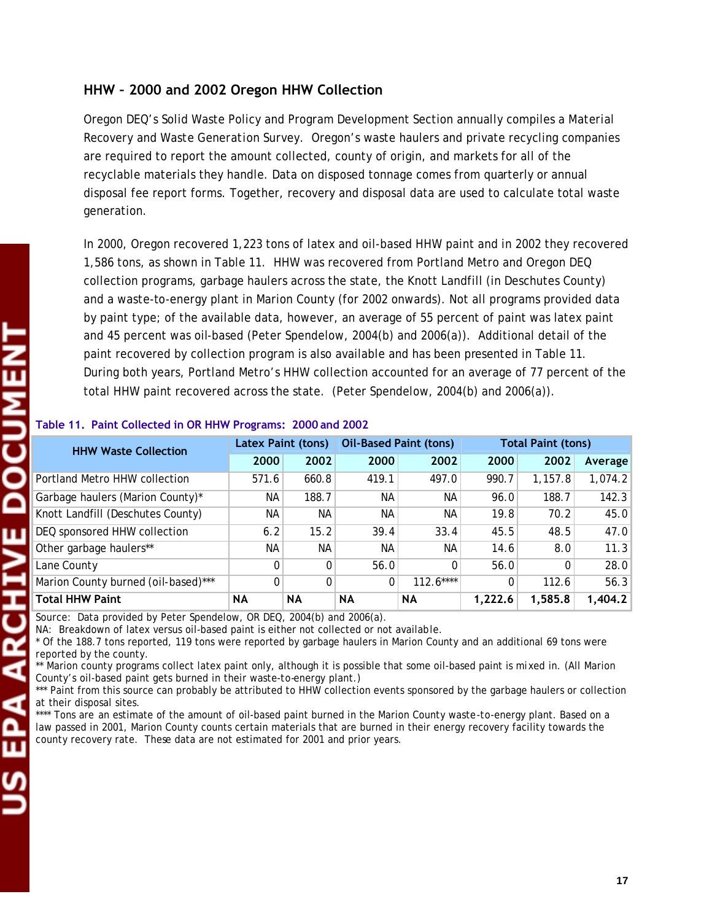### HHW – 2000 and 2002 Oregon HHW Collection

Oregon DEQ's Solid Waste Policy and Program Development Section annually compiles a Material Recovery and Waste Generation Survey. Oregon's waste haulers and private recycling companies are required to report the amount collected, county of origin, and markets for all of the recyclable materials they handle. Data on disposed tonnage comes from quarterly or annual disposal fee report forms. Together, recovery and disposal data are used to calculate total waste generation.

In 2000, Oregon recovered 1,223 tons of latex and oil-based HHW paint and in 2002 they recovered 1,586 tons, as shown in Table 11. HHW was recovered from Portland Metro and Oregon DEQ collection programs, garbage haulers across the state, the Knott Landfill (in Deschutes County) and a waste-to-energy plant in Marion County (for 2002 onwards). Not all programs provided data by paint type; of the available data, however, an average of 55 percent of paint was latex paint and 45 percent was oil-based (Peter Spendelow, 2004(b) and 2006(a)). Additional detail of the paint recovered by collection program is also available and has been presented in Table 11. During both years, Portland Metro's HHW collection accounted for an average of 77 percent of the total HHW paint recovered across the state. (Peter Spendelow, 2004(b) and 2006(a)).

**Table 11. Paint Collected in OR HHW Programs: 2000 and 2002**

| HHW Waste Collection | Latex Paint (tons) | | Oil-Based Paint (tons) | | Total Paint (tons) | | |
|---|---|---|---|---|---|---|---|
| | 2000 | 2002 | 2000 | 2002 | 2000 | 2002 | Average |
| Portland Metro HHW collection | 571.6 | 660.8 | 419.1 | 497.0 | 990.7 | 1,157.8 | 1,074.2 |
| Garbage haulers (Marion County)* | NA | 188.7 | NA | NA | 96.0 | 188.7 | 142.3 |
| Knott Landfill (Deschutes County) | NA | NA | NA | NA | 19.8 | 70.2 | 45.0 |
| DEQ sponsored HHW collection | 6.2 | 15.2 | 39.4 | 33.4 | 45.5 | 48.5 | 47.0 |
| Other garbage haulers** | NA | NA | NA | NA | 14.6 | 8.0 | 11.3 |
| Lane County | 0 | 0 | 56.0 | 0 | 56.0 | 0 | 28.0 |
| Marion County burned (oil-based)*** | 0 | 0 | 0 | 112.6**** | 0 | 112.6 | 56.3 |
| **Total HHW Paint** | **NA** | **NA** | **NA** | **NA** | **1,222.6** | **1,585.8** | **1,404.2** |

Source: Data provided by Peter Spendelow, OR DEQ, 2004(b) and 2006(a).

NA: Breakdown of latex versus oil-based paint is either not collected or not available.

* Of the 188.7 tons reported, 119 tons were reported by garbage haulers in Marion County and an additional 69 tons were reported by the county.

** Marion county programs collect latex paint only, although it is possible that some oil-based paint is mixed in. (All Marion County's oil-based paint gets burned in their waste-to-energy plant.)

*** Paint from this source can probably be attributed to HHW collection events sponsored by the garbage haulers or collection at their disposal sites.

**** Tons are an estimate of the amount of oil-based paint burned in the Marion County waste-to-energy plant. Based on a law passed in 2001, Marion County counts certain materials that are burned in their energy recovery facility towards the county recovery rate. These data are not estimated for 2001 and prior years.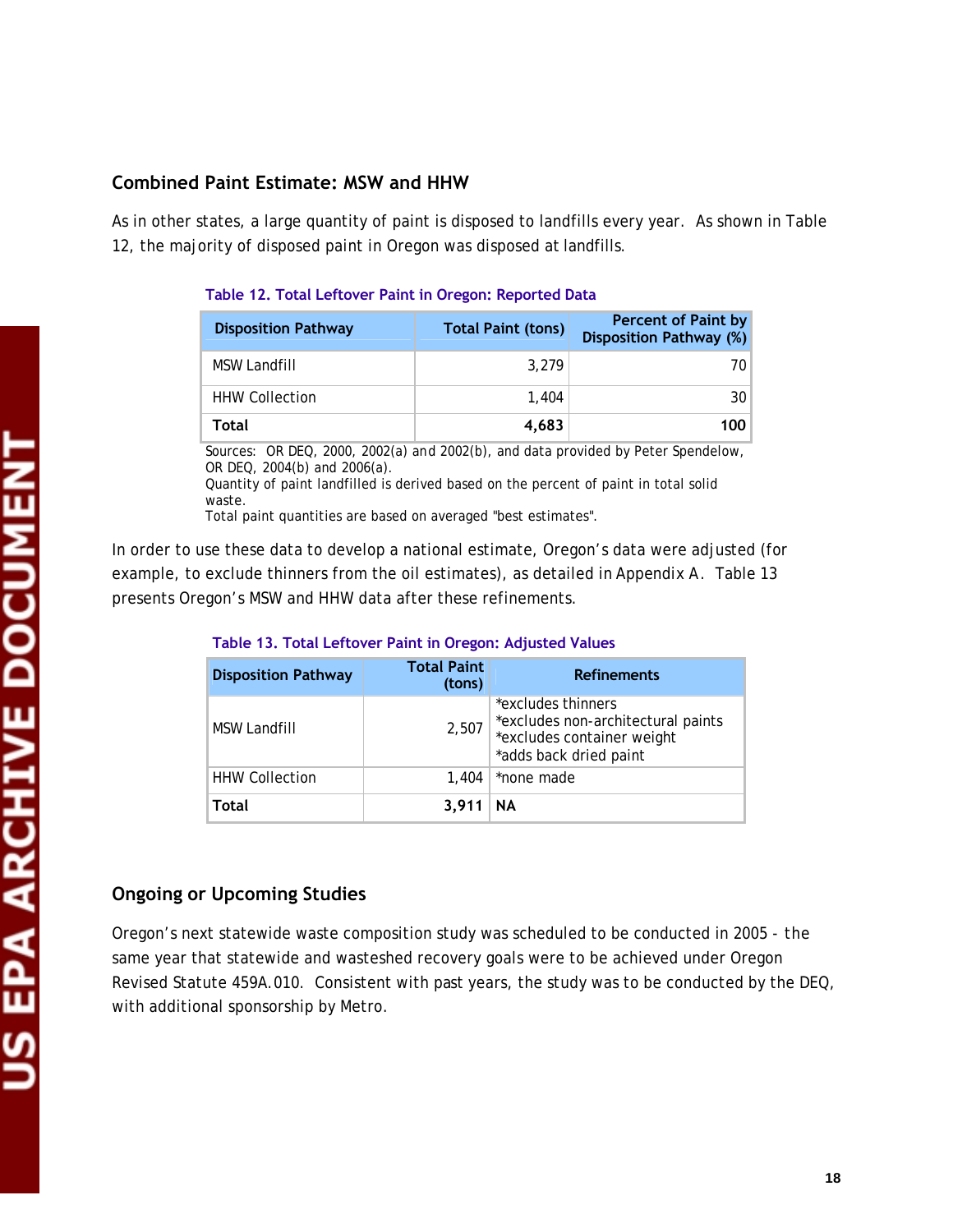## Combined Paint Estimate: MSW and HHW

As in other states, a large quantity of paint is disposed to landfills every year. As shown in Table 12, the majority of disposed paint in Oregon was disposed at landfills.

**Table 12. Total Leftover Paint in Oregon: Reported Data**

| Disposition Pathway | Total Paint (tons) | Percent of Paint by Disposition Pathway (%) |
|---|---|---|
| MSW Landfill | 3,279 | 70 |
| HHW Collection | 1,404 | 30 |
| **Total** | **4,683** | **100** |

Sources: OR DEQ, 2000, 2002(a) and 2002(b), and data provided by Peter Spendelow, OR DEQ, 2004(b) and 2006(a).
Quantity of paint landfilled is derived based on the percent of paint in total solid waste.
Total paint quantities are based on averaged "best estimates".

In order to use these data to develop a national estimate, Oregon's data were adjusted (for example, to exclude thinners from the oil estimates), as detailed in Appendix A. Table 13 presents Oregon's MSW and HHW data after these refinements.

**Table 13. Total Leftover Paint in Oregon: Adjusted Values**

| Disposition Pathway | Total Paint (tons) | Refinements |
|---|---|---|
| MSW Landfill | 2,507 | *excludes thinners<br>*excludes non-architectural paints<br>*excludes container weight<br>*adds back dried paint |
| HHW Collection | 1,404 | *none made |
| **Total** | **3,911** | **NA** |

## Ongoing or Upcoming Studies

Oregon's next statewide waste composition study was scheduled to be conducted in 2005 - the same year that statewide and wasteshed recovery goals were to be achieved under Oregon Revised Statute 459A.010. Consistent with past years, the study was to be conducted by the DEQ, with additional sponsorship by Metro.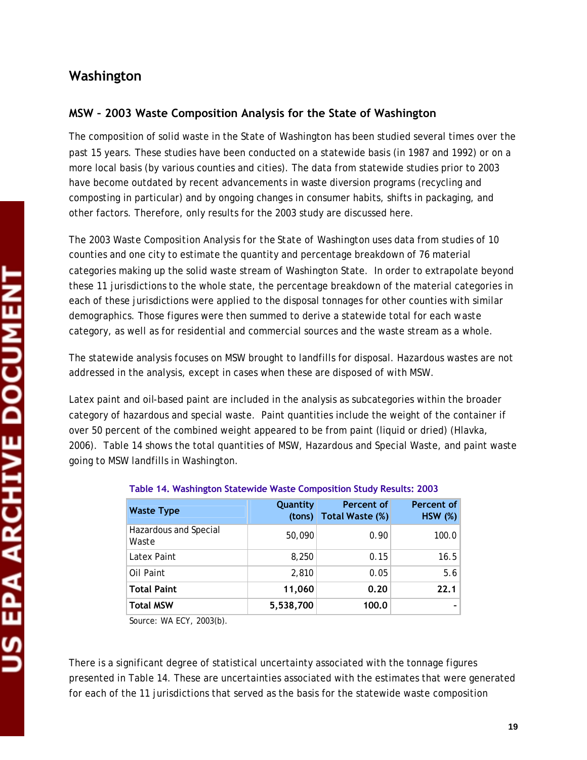## Washington

### MSW – 2003 Waste Composition Analysis for the State of Washington

The composition of solid waste in the State of Washington has been studied several times over the past 15 years. These studies have been conducted on a statewide basis (in 1987 and 1992) or on a more local basis (by various counties and cities). The data from statewide studies prior to 2003 have become outdated by recent advancements in waste diversion programs (recycling and composting in particular) and by ongoing changes in consumer habits, shifts in packaging, and other factors. Therefore, only results for the 2003 study are discussed here.

The 2003 Waste Composition Analysis for the State of Washington uses data from studies of 10 counties and one city to estimate the quantity and percentage breakdown of 76 material categories making up the solid waste stream of Washington State. In order to extrapolate beyond these 11 jurisdictions to the whole state, the percentage breakdown of the material categories in each of these jurisdictions were applied to the disposal tonnages for other counties with similar demographics. Those figures were then summed to derive a statewide total for each waste category, as well as for residential and commercial sources and the waste stream as a whole.

The statewide analysis focuses on MSW brought to landfills for disposal. Hazardous wastes are not addressed in the analysis, except in cases when these are disposed of with MSW.

Latex paint and oil-based paint are included in the analysis as subcategories within the broader category of hazardous and special waste. Paint quantities include the weight of the container if over 50 percent of the combined weight appeared to be from paint (liquid or dried) (Hlavka, 2006). Table 14 shows the total quantities of MSW, Hazardous and Special Waste, and paint waste going to MSW landfills in Washington.

**Table 14. Washington Statewide Waste Composition Study Results: 2003**

| Waste Type | Quantity (tons) | Percent of Total Waste (%) | Percent of HSW (%) |
|---|---|---|---|
| Hazardous and Special Waste | 50,090 | 0.90 | 100.0 |
| Latex Paint | 8,250 | 0.15 | 16.5 |
| Oil Paint | 2,810 | 0.05 | 5.6 |
| **Total Paint** | **11,060** | **0.20** | **22.1** |
| **Total MSW** | **5,538,700** | **100.0** | - |

Source: WA ECY, 2003(b).

There is a significant degree of statistical uncertainty associated with the tonnage figures presented in Table 14. These are uncertainties associated with the estimates that were generated for each of the 11 jurisdictions that served as the basis for the statewide waste composition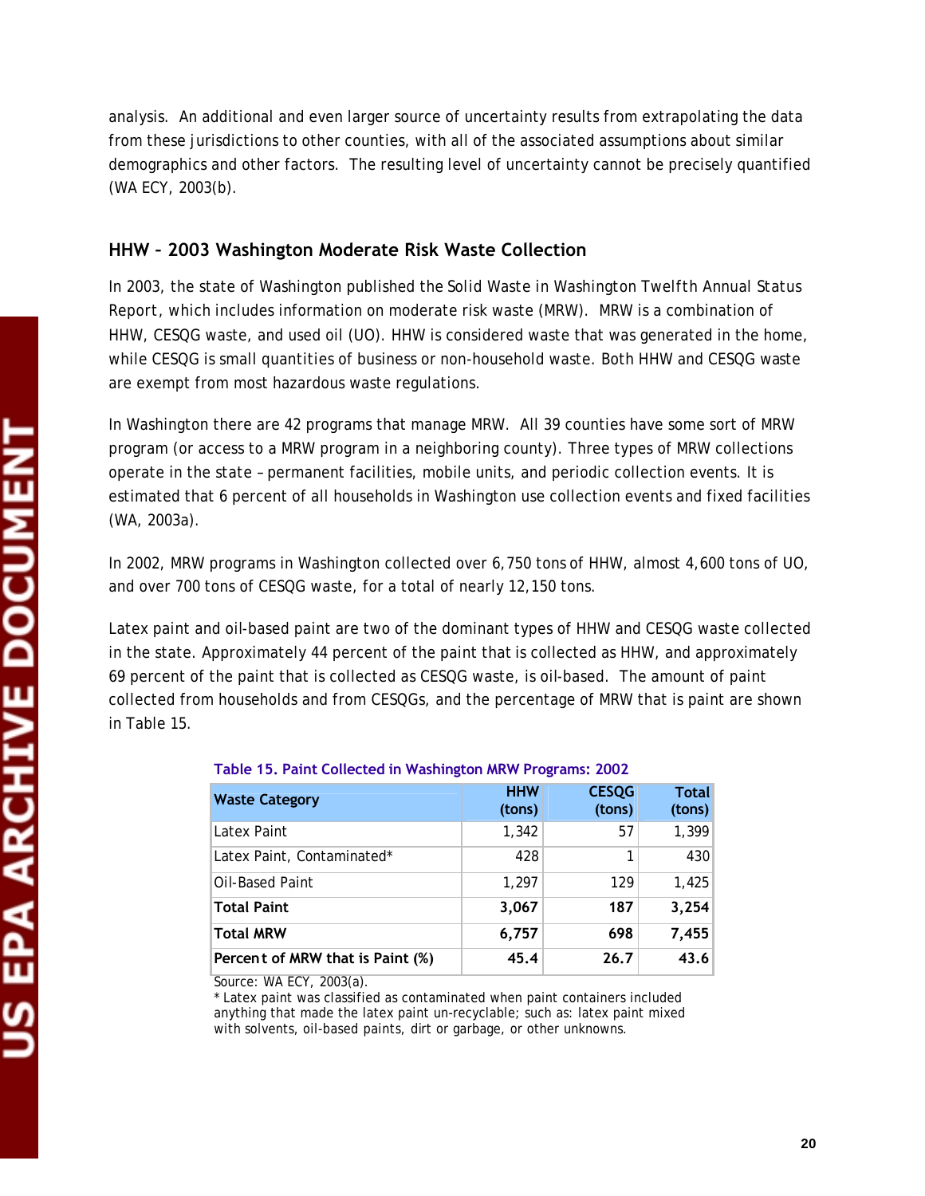analysis. An additional and even larger source of uncertainty results from extrapolating the data from these jurisdictions to other counties, with all of the associated assumptions about similar demographics and other factors. The resulting level of uncertainty cannot be precisely quantified (WA ECY, 2003(b).

### HHW – 2003 Washington Moderate Risk Waste Collection

In 2003, the state of Washington published the *Solid Waste in Washington Twelfth Annual Status Report*, which includes information on moderate risk waste (MRW). MRW is a combination of HHW, CESQG waste, and used oil (UO). HHW is considered waste that was generated in the home, while CESQG is small quantities of business or non-household waste. Both HHW and CESQG waste are exempt from most hazardous waste regulations.

In Washington there are 42 programs that manage MRW. All 39 counties have some sort of MRW program (or access to a MRW program in a neighboring county). Three types of MRW collections operate in the state – permanent facilities, mobile units, and periodic collection events. It is estimated that 6 percent of all households in Washington use collection events and fixed facilities (WA, 2003a).

In 2002, MRW programs in Washington collected over 6,750 tons of HHW, almost 4,600 tons of UO, and over 700 tons of CESQG waste, for a total of nearly 12,150 tons.

Latex paint and oil-based paint are two of the dominant types of HHW and CESQG waste collected in the state. Approximately 44 percent of the paint that is collected as HHW, and approximately 69 percent of the paint that is collected as CESQG waste, is oil-based. The amount of paint collected from households and from CESQGs, and the percentage of MRW that is paint are shown in Table 15.

**Table 15. Paint Collected in Washington MRW Programs: 2002**

| Waste Category | HHW (tons) | CESQG (tons) | Total (tons) |
|---|---|---|---|
| Latex Paint | 1,342 | 57 | 1,399 |
| Latex Paint, Contaminated* | 428 | 1 | 430 |
| Oil-Based Paint | 1,297 | 129 | 1,425 |
| **Total Paint** | **3,067** | **187** | **3,254** |
| **Total MRW** | **6,757** | **698** | **7,455** |
| **Percent of MRW that is Paint (%)** | **45.4** | **26.7** | **43.6** |

Source: WA ECY, 2003(a).

* Latex paint was classified as contaminated when paint containers included anything that made the latex paint un-recyclable; such as: latex paint mixed with solvents, oil-based paints, dirt or garbage, or other unknowns.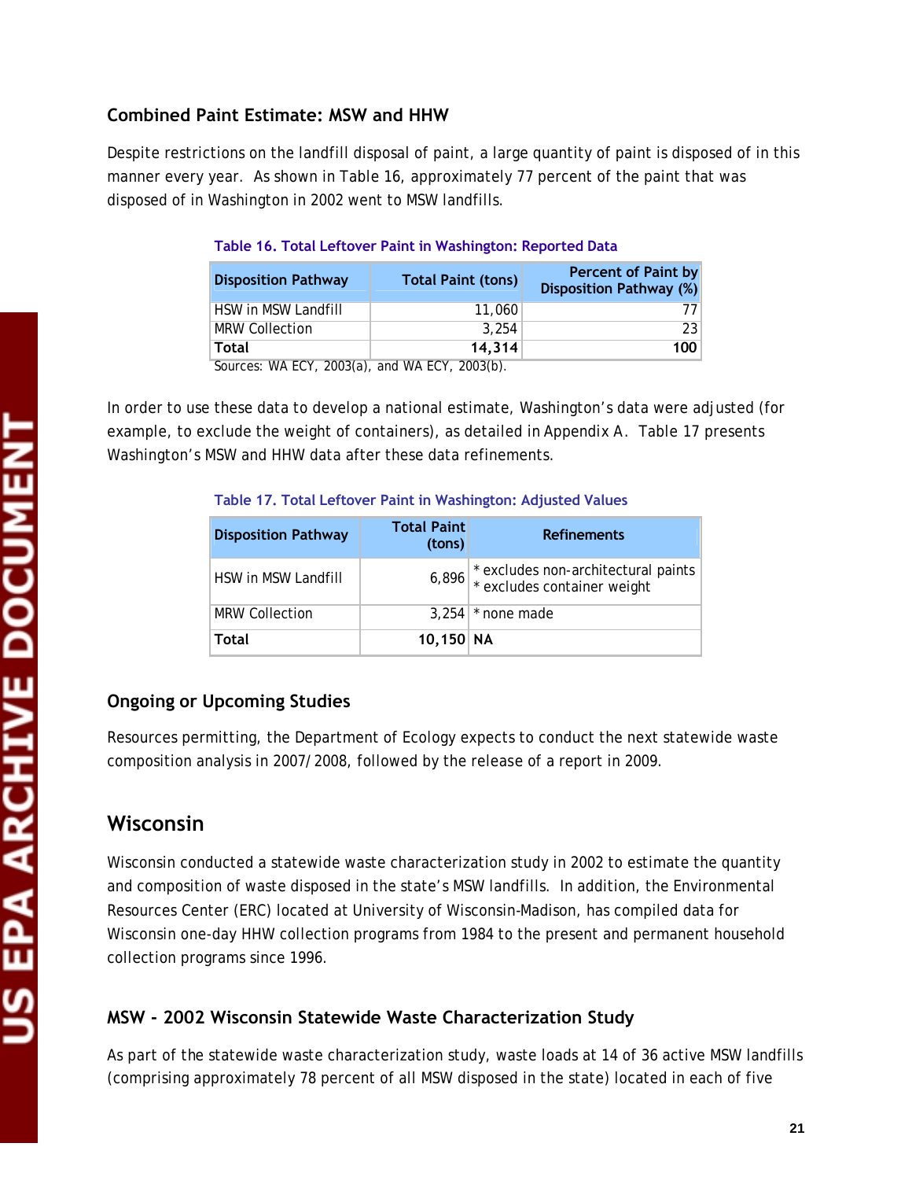### Combined Paint Estimate: MSW and HHW

Despite restrictions on the landfill disposal of paint, a large quantity of paint is disposed of in this manner every year. As shown in Table 16, approximately 77 percent of the paint that was disposed of in Washington in 2002 went to MSW landfills.

**Table 16. Total Leftover Paint in Washington: Reported Data**

| Disposition Pathway | Total Paint (tons) | Percent of Paint by Disposition Pathway (%) |
|---|---|---|
| HSW in MSW Landfill | 11,060 | 77 |
| MRW Collection | 3,254 | 23 |
| **Total** | **14,314** | **100** |

Sources: WA ECY, 2003(a), and WA ECY, 2003(b).

In order to use these data to develop a national estimate, Washington's data were adjusted (for example, to exclude the weight of containers), as detailed in Appendix A. Table 17 presents Washington's MSW and HHW data after these data refinements.

**Table 17. Total Leftover Paint in Washington: Adjusted Values**

| Disposition Pathway | Total Paint (tons) | Refinements |
|---|---|---|
| HSW in MSW Landfill | 6,896 | * excludes non-architectural paints<br>* excludes container weight |
| MRW Collection | 3,254 | * none made |
| **Total** | **10,150** | **NA** |

### Ongoing or Upcoming Studies

Resources permitting, the Department of Ecology expects to conduct the next statewide waste composition analysis in 2007/2008, followed by the release of a report in 2009.

## Wisconsin

Wisconsin conducted a statewide waste characterization study in 2002 to estimate the quantity and composition of waste disposed in the state's MSW landfills. In addition, the Environmental Resources Center (ERC) located at University of Wisconsin-Madison, has compiled data for Wisconsin one-day HHW collection programs from 1984 to the present and permanent household collection programs since 1996.

### MSW - 2002 Wisconsin Statewide Waste Characterization Study

As part of the statewide waste characterization study, waste loads at 14 of 36 active MSW landfills (comprising approximately 78 percent of all MSW disposed in the state) located in each of five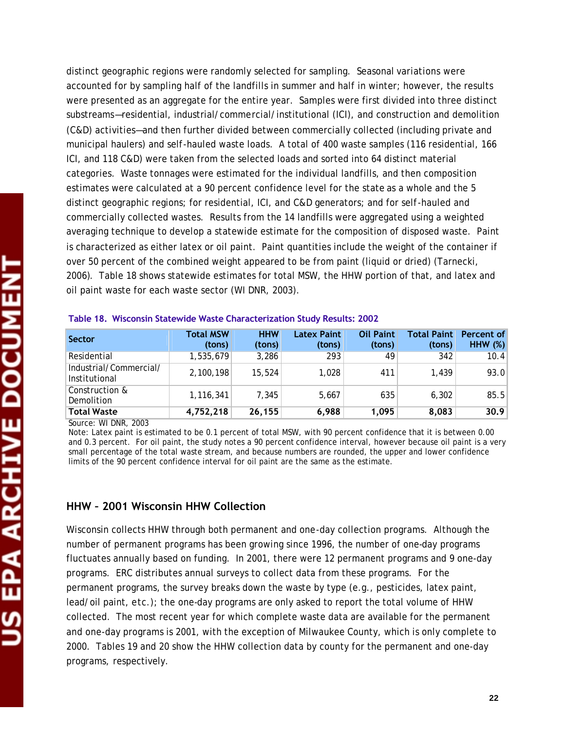distinct geographic regions were randomly selected for sampling. Seasonal variations were accounted for by sampling half of the landfills in summer and half in winter; however, the results were presented as an aggregate for the entire year. Samples were first divided into three distinct substreams—residential, industrial/commercial/institutional (ICI), and construction and demolition (C&D) activities—and then further divided between commercially collected (including private and municipal haulers) and self-hauled waste loads. A total of 400 waste samples (116 residential, 166 ICI, and 118 C&D) were taken from the selected loads and sorted into 64 distinct material categories. Waste tonnages were estimated for the individual landfills, and then composition estimates were calculated at a 90 percent confidence level for the state as a whole and the 5 distinct geographic regions; for residential, ICI, and C&D generators; and for self-hauled and commercially collected wastes. Results from the 14 landfills were aggregated using a weighted averaging technique to develop a statewide estimate for the composition of disposed waste. Paint is characterized as either latex or oil paint. Paint quantities include the weight of the container if over 50 percent of the combined weight appeared to be from paint (liquid or dried) (Tarnecki, 2006). Table 18 shows statewide estimates for total MSW, the HHW portion of that, and latex and oil paint waste for each waste sector (WI DNR, 2003).

**Table 18. Wisconsin Statewide Waste Characterization Study Results: 2002**

| Sector | Total MSW (tons) | HHW (tons) | Latex Paint (tons) | Oil Paint (tons) | Total Paint (tons) | Percent of HHW (%) |
|---|---|---|---|---|---|---|
| Residential | 1,535,679 | 3,286 | 293 | 49 | 342 | 10.4 |
| Industrial/Commercial/ Institutional | 2,100,198 | 15,524 | 1,028 | 411 | 1,439 | 93.0 |
| Construction & Demolition | 1,116,341 | 7,345 | 5,667 | 635 | 6,302 | 85.5 |
| **Total Waste** | **4,752,218** | **26,155** | **6,988** | **1,095** | **8,083** | **30.9** |

Source: WI DNR, 2003

Note: Latex paint is estimated to be 0.1 percent of total MSW, with 90 percent confidence that it is between 0.00 and 0.3 percent. For oil paint, the study notes a 90 percent confidence interval, however because oil paint is a very small percentage of the total waste stream, and because numbers are rounded, the upper and lower confidence limits of the 90 percent confidence interval for oil paint are the same as the estimate.

## HHW – 2001 Wisconsin HHW Collection

Wisconsin collects HHW through both permanent and one-day collection programs. Although the number of permanent programs has been growing since 1996, the number of one-day programs fluctuates annually based on funding. In 2001, there were 12 permanent programs and 9 one-day programs. ERC distributes annual surveys to collect data from these programs. For the permanent programs, the survey breaks down the waste by type (e.g., pesticides, latex paint, lead/oil paint, etc.); the one-day programs are only asked to report the total volume of HHW collected. The most recent year for which complete waste data are available for the permanent and one-day programs is 2001, with the exception of Milwaukee County, which is only complete to 2000. Tables 19 and 20 show the HHW collection data by county for the permanent and one-day programs, respectively.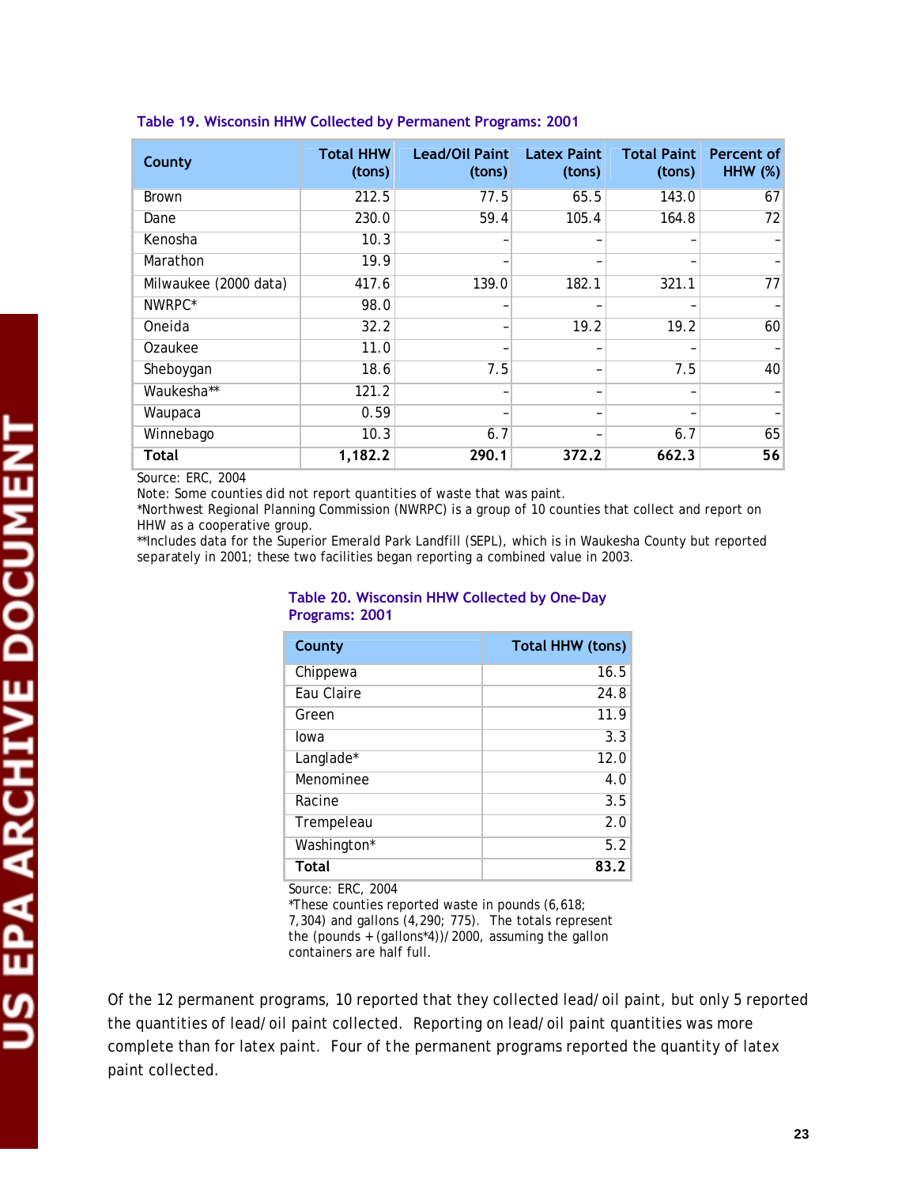**Table 19. Wisconsin HHW Collected by Permanent Programs: 2001**

| County | Total HHW (tons) | Lead/Oil Paint (tons) | Latex Paint (tons) | Total Paint (tons) | Percent of HHW (%) |
|---|---|---|---|---|---|
| Brown | 212.5 | 77.5 | 65.5 | 143.0 | 67 |
| Dane | 230.0 | 59.4 | 105.4 | 164.8 | 72 |
| Kenosha | 10.3 | – | – | – | – |
| Marathon | 19.9 | – | – | – | – |
| Milwaukee (2000 data) | 417.6 | 139.0 | 182.1 | 321.1 | 77 |
| NWRPC* | 98.0 | – | – | – | – |
| Oneida | 32.2 | – | 19.2 | 19.2 | 60 |
| Ozaukee | 11.0 | – | – | – | – |
| Sheboygan | 18.6 | 7.5 | – | 7.5 | 40 |
| Waukesha** | 121.2 | – | – | – | – |
| Waupaca | 0.59 | – | – | – | – |
| Winnebago | 10.3 | 6.7 | – | 6.7 | 65 |
| **Total** | **1,182.2** | **290.1** | **372.2** | **662.3** | **56** |

Source: ERC, 2004
Note: Some counties did not report quantities of waste that was paint.
*Northwest Regional Planning Commission (NWRPC) is a group of 10 counties that collect and report on HHW as a cooperative group.
**Includes data for the Superior Emerald Park Landfill (SEPL), which is in Waukesha County but reported separately in 2001; these two facilities began reporting a combined value in 2003.

**Table 20. Wisconsin HHW Collected by One-Day Programs: 2001**

| County | Total HHW (tons) |
|---|---|
| Chippewa | 16.5 |
| Eau Claire | 24.8 |
| Green | 11.9 |
| Iowa | 3.3 |
| Langlade* | 12.0 |
| Menominee | 4.0 |
| Racine | 3.5 |
| Trempeleau | 2.0 |
| Washington* | 5.2 |
| **Total** | **83.2** |

Source: ERC, 2004
*These counties reported waste in pounds (6,618; 7,304) and gallons (4,290; 775). The totals represent the (pounds + (gallons*4))/2000, assuming the gallon containers are half full.

Of the 12 permanent programs, 10 reported that they collected lead/oil paint, but only 5 reported the quantities of lead/oil paint collected. Reporting on lead/oil paint quantities was more complete than for latex paint. Four of the permanent programs reported the quantity of latex paint collected.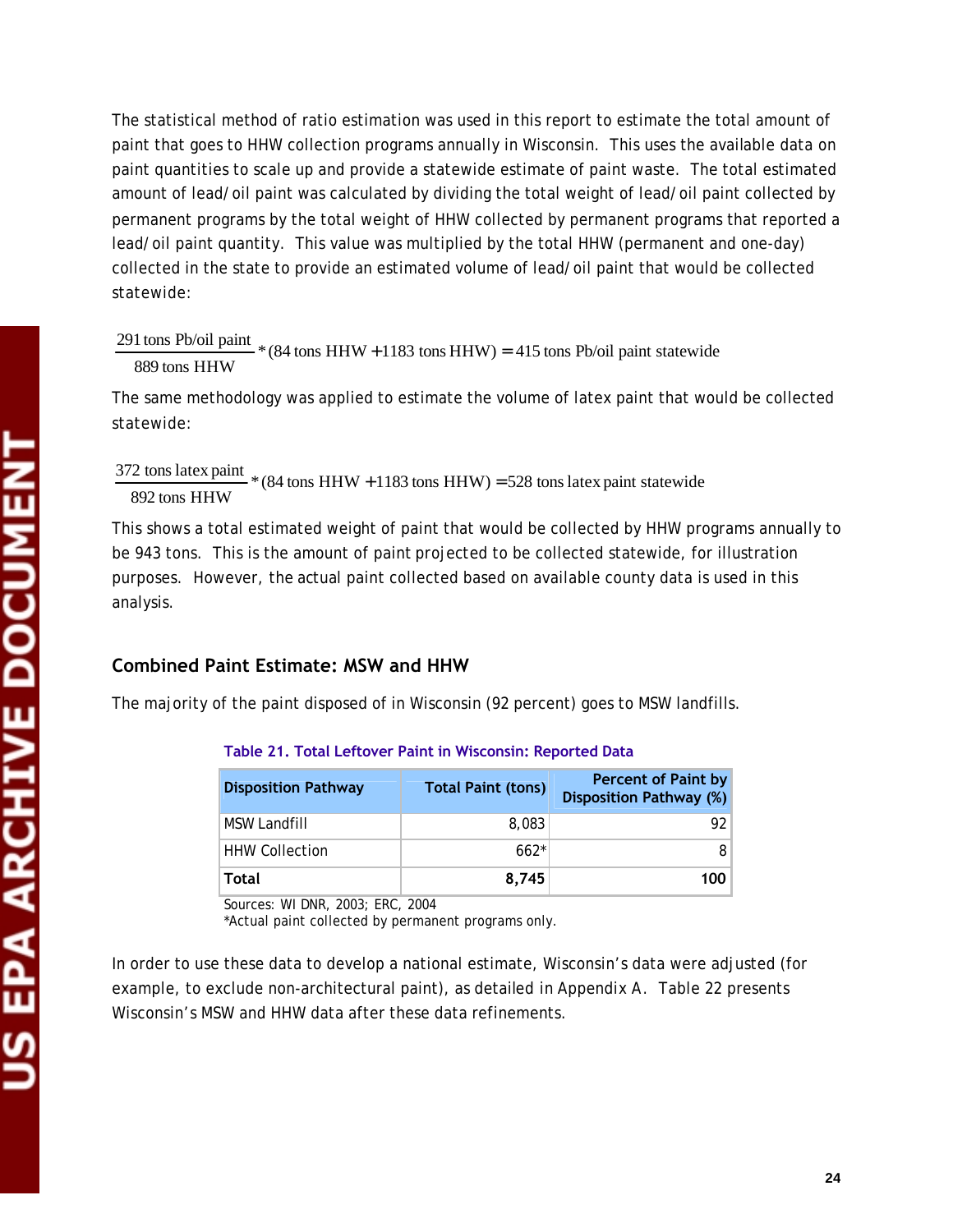The statistical method of ratio estimation was used in this report to estimate the total amount of paint that goes to HHW collection programs annually in Wisconsin. This uses the available data on paint quantities to scale up and provide a statewide estimate of paint waste. The total estimated amount of lead/oil paint was calculated by dividing the total weight of lead/oil paint collected by permanent programs by the total weight of HHW collected by permanent programs that reported a lead/oil paint quantity. This value was multiplied by the total HHW (permanent and one-day) collected in the state to provide an estimated volume of lead/oil paint that would be collected statewide:

$$\frac{291 \text{ tons Pb/oil paint}}{889 \text{ tons HHW}} * (84 \text{ tons HHW} + 1183 \text{ tons HHW}) = 415 \text{ tons Pb/oil paint statewide}$$

The same methodology was applied to estimate the volume of latex paint that would be collected statewide:

$$\frac{372 \text{ tons latex paint}}{892 \text{ tons HHW}} * (84 \text{ tons HHW} + 1183 \text{ tons HHW}) = 528 \text{ tons latex paint statewide}$$

This shows a total estimated weight of paint that would be collected by HHW programs annually to be 943 tons. This is the amount of paint projected to be collected statewide, for illustration purposes. However, the actual paint collected based on available county data is used in this analysis.

## Combined Paint Estimate: MSW and HHW

The majority of the paint disposed of in Wisconsin (92 percent) goes to MSW landfills.

**Table 21. Total Leftover Paint in Wisconsin: Reported Data**

| Disposition Pathway | Total Paint (tons) | Percent of Paint by Disposition Pathway (%) |
|---|---|---|
| MSW Landfill | 8,083 | 92 |
| HHW Collection | 662* | 8 |
| **Total** | **8,745** | **100** |

Sources: WI DNR, 2003; ERC, 2004
*Actual paint collected by permanent programs only.

In order to use these data to develop a national estimate, Wisconsin's data were adjusted (for example, to exclude non-architectural paint), as detailed in Appendix A. Table 22 presents Wisconsin's MSW and HHW data after these data refinements.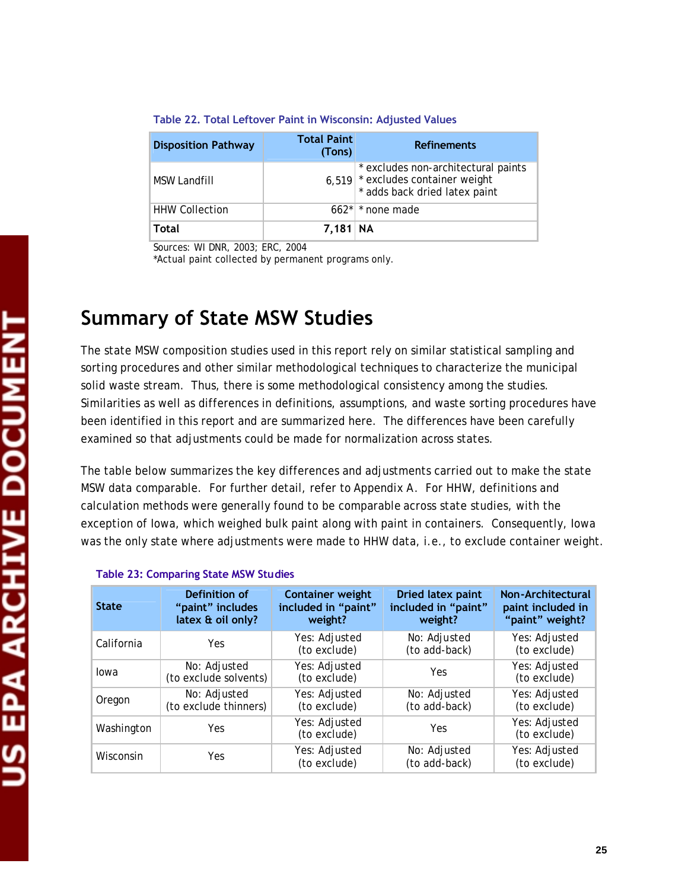Table 22. Total Leftover Paint in Wisconsin: Adjusted Values

| Disposition Pathway | Total Paint (Tons) | Refinements |
|---|---|---|
| MSW Landfill | 6,519 | * excludes non-architectural paints<br>* excludes container weight<br>* adds back dried latex paint |
| HHW Collection | 662* | * none made |
| **Total** | **7,181** | **NA** |

Sources: WI DNR, 2003; ERC, 2004
*Actual paint collected by permanent programs only.

## Summary of State MSW Studies

The state MSW composition studies used in this report rely on similar statistical sampling and sorting procedures and other similar methodological techniques to characterize the municipal solid waste stream. Thus, there is some methodological consistency among the studies. Similarities as well as differences in definitions, assumptions, and waste sorting procedures have been identified in this report and are summarized here. The differences have been carefully examined so that adjustments could be made for normalization across states.

The table below summarizes the key differences and adjustments carried out to make the state MSW data comparable. For further detail, refer to Appendix A. For HHW, definitions and calculation methods were generally found to be comparable across state studies, with the exception of Iowa, which weighed bulk paint along with paint in containers. Consequently, Iowa was the only state where adjustments were made to HHW data, i.e., to exclude container weight.

Table 23: Comparing State MSW Studies

| State | Definition of "paint" includes latex & oil only? | Container weight included in "paint" weight? | Dried latex paint included in "paint" weight? | Non-Architectural paint included in "paint" weight? |
|---|---|---|---|---|
| California | Yes | Yes: Adjusted (to exclude) | No: Adjusted (to add-back) | Yes: Adjusted (to exclude) |
| Iowa | No: Adjusted (to exclude solvents) | Yes: Adjusted (to exclude) | Yes | Yes: Adjusted (to exclude) |
| Oregon | No: Adjusted (to exclude thinners) | Yes: Adjusted (to exclude) | No: Adjusted (to add-back) | Yes: Adjusted (to exclude) |
| Washington | Yes | Yes: Adjusted (to exclude) | Yes | Yes: Adjusted (to exclude) |
| Wisconsin | Yes | Yes: Adjusted (to exclude) | No: Adjusted (to add-back) | Yes: Adjusted (to exclude) |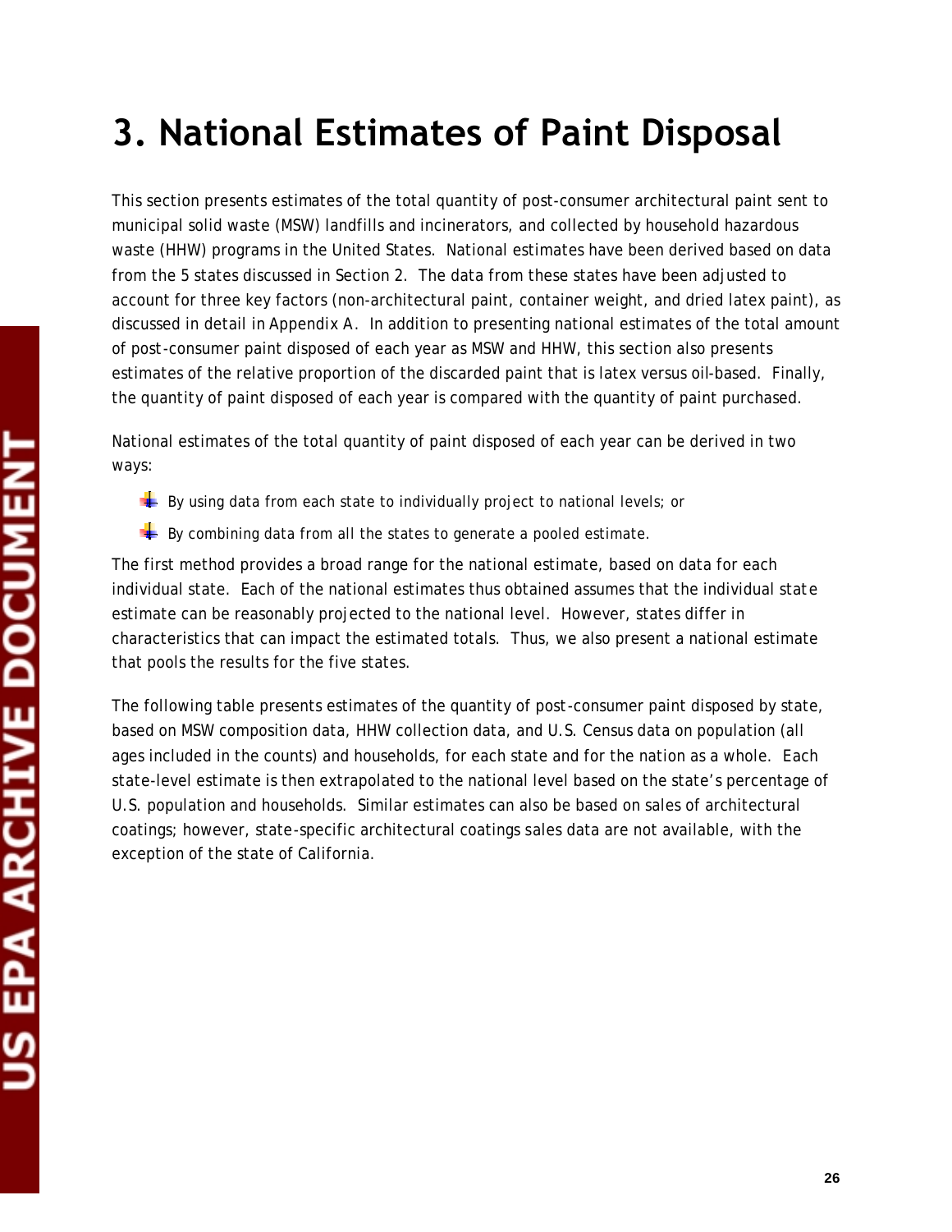# 3. National Estimates of Paint Disposal

This section presents estimates of the total quantity of post-consumer architectural paint sent to municipal solid waste (MSW) landfills and incinerators, and collected by household hazardous waste (HHW) programs in the United States. National estimates have been derived based on data from the 5 states discussed in Section 2. The data from these states have been adjusted to account for three key factors (non-architectural paint, container weight, and dried latex paint), as discussed in detail in Appendix A. In addition to presenting national estimates of the total amount of post-consumer paint disposed of each year as MSW and HHW, this section also presents estimates of the relative proportion of the discarded paint that is latex versus oil-based. Finally, the quantity of paint disposed of each year is compared with the quantity of paint purchased.

National estimates of the total quantity of paint disposed of each year can be derived in two ways:

- By using data from each state to individually project to national levels; or
- By combining data from all the states to generate a pooled estimate.

The first method provides a broad range for the national estimate, based on data for each individual state. Each of the national estimates thus obtained assumes that the individual state estimate can be reasonably projected to the national level. However, states differ in characteristics that can impact the estimated totals. Thus, we also present a national estimate that pools the results for the five states.

The following table presents estimates of the quantity of post-consumer paint disposed by state, based on MSW composition data, HHW collection data, and U.S. Census data on population (all ages included in the counts) and households, for each state and for the nation as a whole. Each state-level estimate is then extrapolated to the national level based on the state's percentage of U.S. population and households. Similar estimates can also be based on sales of architectural coatings; however, state-specific architectural coatings sales data are not available, with the exception of the state of California.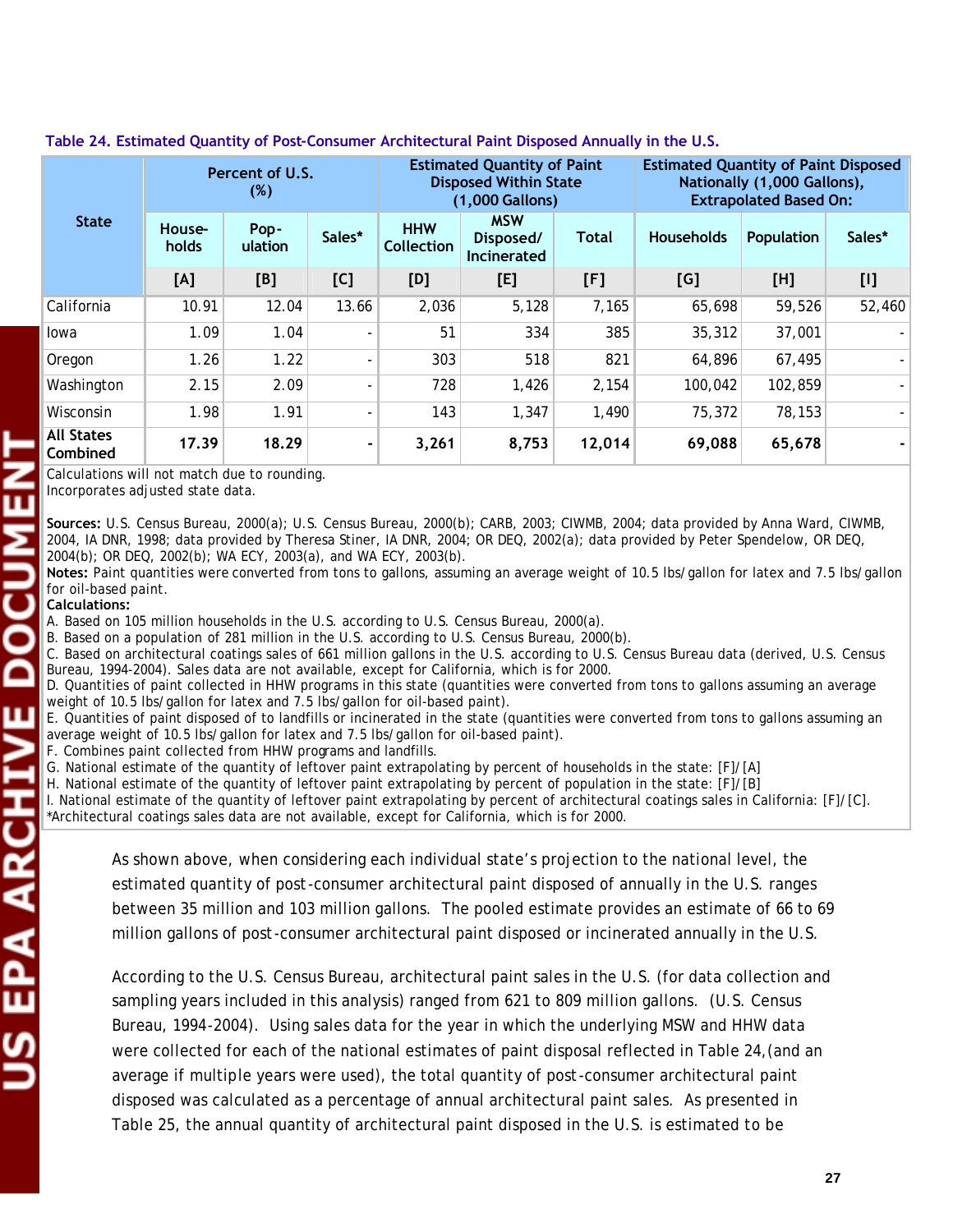**Table 24. Estimated Quantity of Post-Consumer Architectural Paint Disposed Annually in the U.S.**

| State | Percent of U.S. (%) | | | Estimated Quantity of Paint Disposed Within State (1,000 Gallons) | | | Estimated Quantity of Paint Disposed Nationally (1,000 Gallons), Extrapolated Based On: | | |
|---|---|---|---|---|---|---|---|---|---|
| | House-holds | Pop-ulation | Sales* | HHW Collection | MSW Disposed/ Incinerated | Total | Households | Population | Sales* |
| | [A] | [B] | [C] | [D] | [E] | [F] | [G] | [H] | [I] |
| California | 10.91 | 12.04 | 13.66 | 2,036 | 5,128 | 7,165 | 65,698 | 59,526 | 52,460 |
| Iowa | 1.09 | 1.04 | - | 51 | 334 | 385 | 35,312 | 37,001 | - |
| Oregon | 1.26 | 1.22 | - | 303 | 518 | 821 | 64,896 | 67,495 | - |
| Washington | 2.15 | 2.09 | - | 728 | 1,426 | 2,154 | 100,042 | 102,859 | - |
| Wisconsin | 1.98 | 1.91 | - | 143 | 1,347 | 1,490 | 75,372 | 78,153 | - |
| **All States Combined** | **17.39** | **18.29** | **-** | **3,261** | **8,753** | **12,014** | **69,088** | **65,678** | **-** |

Calculations will not match due to rounding.
Incorporates adjusted state data.

**Sources:** U.S. Census Bureau, 2000(a); U.S. Census Bureau, 2000(b); CARB, 2003; CIWMB, 2004; data provided by Anna Ward, CIWMB, 2004, IA DNR, 1998; data provided by Theresa Stiner, IA DNR, 2004; OR DEQ, 2002(a); data provided by Peter Spendelow, OR DEQ, 2004(b); OR DEQ, 2002(b); WA ECY, 2003(a), and WA ECY, 2003(b).
**Notes:** Paint quantities were converted from tons to gallons, assuming an average weight of 10.5 lbs/gallon for latex and 7.5 lbs/gallon for oil-based paint.
**Calculations:**
A. Based on 105 million households in the U.S. according to U.S. Census Bureau, 2000(a).
B. Based on a population of 281 million in the U.S. according to U.S. Census Bureau, 2000(b).
C. Based on architectural coatings sales of 661 million gallons in the U.S. according to U.S. Census Bureau data (derived, U.S. Census Bureau, 1994-2004). Sales data are not available, except for California, which is for 2000.
D. Quantities of paint collected in HHW programs in this state (quantities were converted from tons to gallons assuming an average weight of 10.5 lbs/gallon for latex and 7.5 lbs/gallon for oil-based paint).
E. Quantities of paint disposed of to landfills or incinerated in the state (quantities were converted from tons to gallons assuming an average weight of 10.5 lbs/gallon for latex and 7.5 lbs/gallon for oil-based paint).
F. Combines paint collected from HHW programs and landfills.
G. National estimate of the quantity of leftover paint extrapolating by percent of households in the state: [F]/[A]
H. National estimate of the quantity of leftover paint extrapolating by percent of population in the state: [F]/[B]
I. National estimate of the quantity of leftover paint extrapolating by percent of architectural coatings sales in California: [F]/[C].
*Architectural coatings sales data are not available, except for California, which is for 2000.

As shown above, when considering each individual state's projection to the national level, the estimated quantity of post-consumer architectural paint disposed of annually in the U.S. ranges between 35 million and 103 million gallons. The pooled estimate provides an estimate of 66 to 69 million gallons of post-consumer architectural paint disposed or incinerated annually in the U.S.

According to the U.S. Census Bureau, architectural paint sales in the U.S. (for data collection and sampling years included in this analysis) ranged from 621 to 809 million gallons. (U.S. Census Bureau, 1994-2004). Using sales data for the year in which the underlying MSW and HHW data were collected for each of the national estimates of paint disposal reflected in Table 24,(and an average if multiple years were used), the total quantity of post-consumer architectural paint disposed was calculated as a percentage of annual architectural paint sales. As presented in Table 25, the annual quantity of architectural paint disposed in the U.S. is estimated to be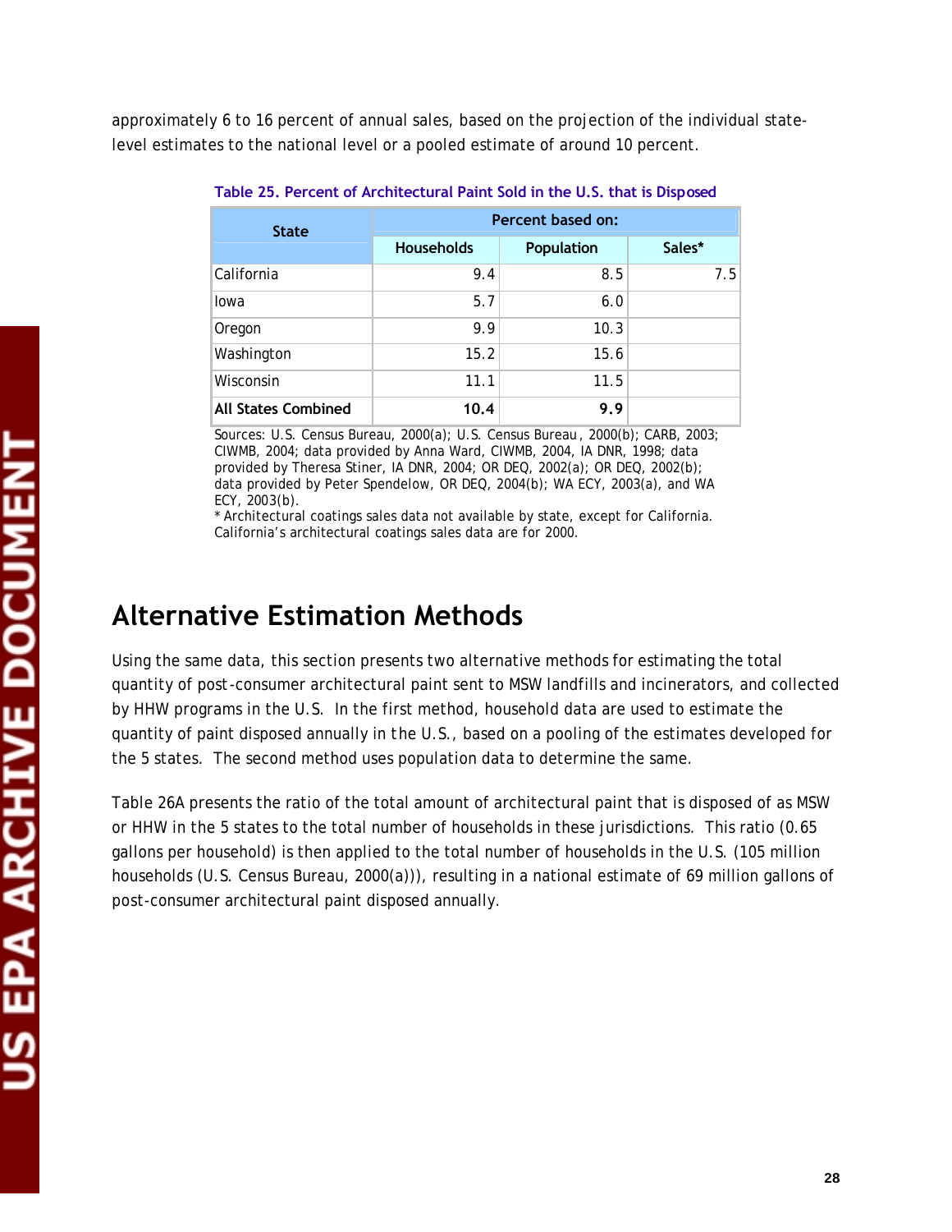approximately 6 to 16 percent of annual sales, based on the projection of the individual state-level estimates to the national level or a pooled estimate of around 10 percent.

**Table 25. Percent of Architectural Paint Sold in the U.S. that is Disposed**

| State | Percent based on: | | |
|---|---|---|---|
| | Households | Population | Sales* |
| California | 9.4 | 8.5 | 7.5 |
| Iowa | 5.7 | 6.0 | |
| Oregon | 9.9 | 10.3 | |
| Washington | 15.2 | 15.6 | |
| Wisconsin | 11.1 | 11.5 | |
| **All States Combined** | **10.4** | **9.9** | |

Sources: U.S. Census Bureau, 2000(a); U.S. Census Bureau, 2000(b); CARB, 2003; CIWMB, 2004; data provided by Anna Ward, CIWMB, 2004, IA DNR, 1998; data provided by Theresa Stiner, IA DNR, 2004; OR DEQ, 2002(a); OR DEQ, 2002(b); data provided by Peter Spendelow, OR DEQ, 2004(b); WA ECY, 2003(a), and WA ECY, 2003(b).
* Architectural coatings sales data not available by state, except for California. California's architectural coatings sales data are for 2000.

# Alternative Estimation Methods

Using the same data, this section presents two alternative methods for estimating the total quantity of post-consumer architectural paint sent to MSW landfills and incinerators, and collected by HHW programs in the U.S. In the first method, household data are used to estimate the quantity of paint disposed annually in the U.S., based on a pooling of the estimates developed for the 5 states. The second method uses population data to determine the same.

Table 26A presents the ratio of the total amount of architectural paint that is disposed of as MSW or HHW in the 5 states to the total number of households in these jurisdictions. This ratio (0.65 gallons per household) is then applied to the total number of households in the U.S. (105 million households (U.S. Census Bureau, 2000(a))), resulting in a national estimate of 69 million gallons of post-consumer architectural paint disposed annually.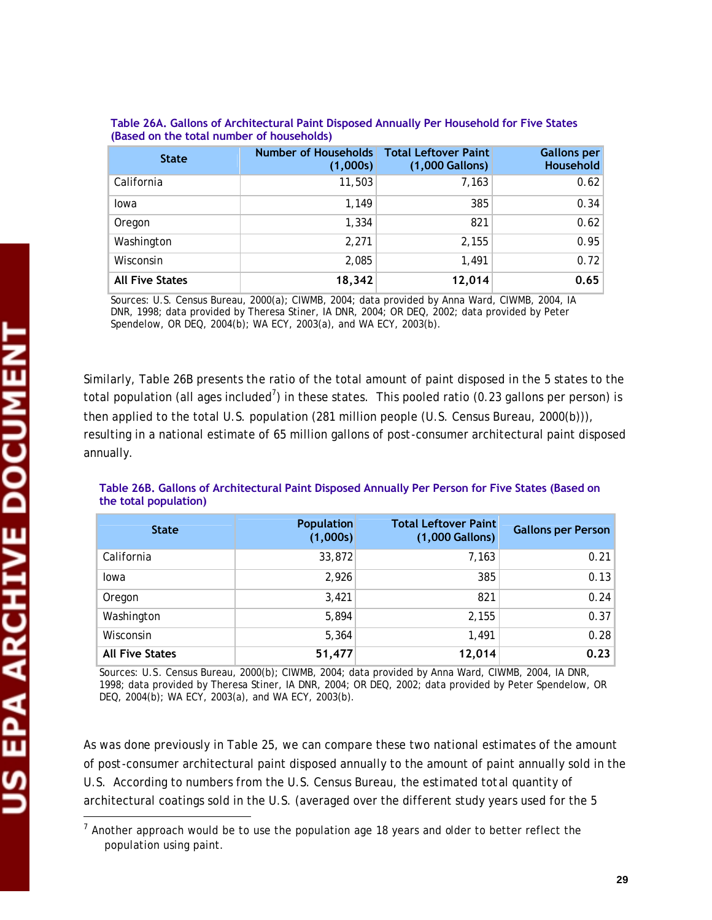**Table 26A. Gallons of Architectural Paint Disposed Annually Per Household for Five States (Based on the total number of households)**

| State | Number of Households (1,000s) | Total Leftover Paint (1,000 Gallons) | Gallons per Household |
|---|---|---|---|
| California | 11,503 | 7,163 | 0.62 |
| Iowa | 1,149 | 385 | 0.34 |
| Oregon | 1,334 | 821 | 0.62 |
| Washington | 2,271 | 2,155 | 0.95 |
| Wisconsin | 2,085 | 1,491 | 0.72 |
| **All Five States** | **18,342** | **12,014** | **0.65** |

Sources: U.S. Census Bureau, 2000(a); CIWMB, 2004; data provided by Anna Ward, CIWMB, 2004, IA DNR, 1998; data provided by Theresa Stiner, IA DNR, 2004; OR DEQ, 2002; data provided by Peter Spendelow, OR DEQ, 2004(b); WA ECY, 2003(a), and WA ECY, 2003(b).

Similarly, Table 26B presents the ratio of the total amount of paint disposed in the 5 states to the total population (all ages included[7]) in these states. This pooled ratio (0.23 gallons per person) is then applied to the total U.S. population (281 million people (U.S. Census Bureau, 2000(b))), resulting in a national estimate of 65 million gallons of post-consumer architectural paint disposed annually.

**Table 26B. Gallons of Architectural Paint Disposed Annually Per Person for Five States (Based on the total population)**

| State | Population (1,000s) | Total Leftover Paint (1,000 Gallons) | Gallons per Person |
|---|---|---|---|
| California | 33,872 | 7,163 | 0.21 |
| Iowa | 2,926 | 385 | 0.13 |
| Oregon | 3,421 | 821 | 0.24 |
| Washington | 5,894 | 2,155 | 0.37 |
| Wisconsin | 5,364 | 1,491 | 0.28 |
| **All Five States** | **51,477** | **12,014** | **0.23** |

Sources: U.S. Census Bureau, 2000(b); CIWMB, 2004; data provided by Anna Ward, CIWMB, 2004, IA DNR, 1998; data provided by Theresa Stiner, IA DNR, 2004; OR DEQ, 2002; data provided by Peter Spendelow, OR DEQ, 2004(b); WA ECY, 2003(a), and WA ECY, 2003(b).

As was done previously in Table 25, we can compare these two national estimates of the amount of post-consumer architectural paint disposed annually to the amount of paint annually sold in the U.S. According to numbers from the U.S. Census Bureau, the estimated total quantity of architectural coatings sold in the U.S. (averaged over the different study years used for the 5

[7] Another approach would be to use the population age 18 years and older to better reflect the population using paint.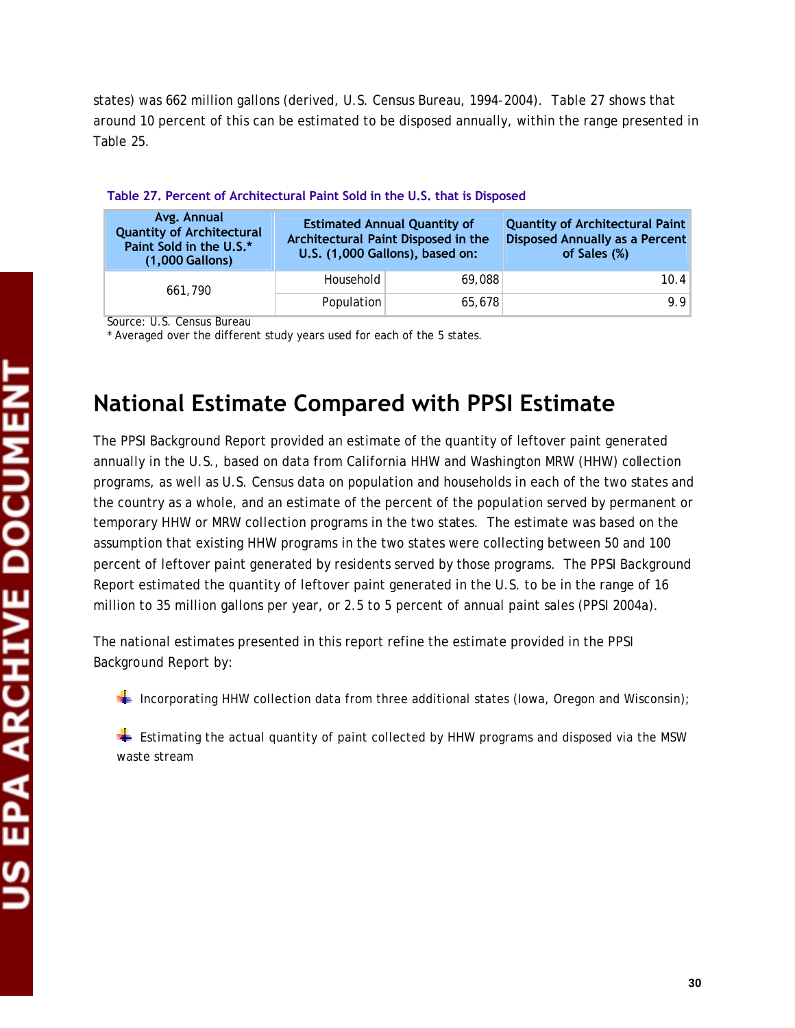states) was 662 million gallons (derived, U.S. Census Bureau, 1994-2004). Table 27 shows that around 10 percent of this can be estimated to be disposed annually, within the range presented in Table 25.

**Table 27. Percent of Architectural Paint Sold in the U.S. that is Disposed**

| Avg. Annual Quantity of Architectural Paint Sold in the U.S.* (1,000 Gallons) | Estimated Annual Quantity of Architectural Paint Disposed in the U.S. (1,000 Gallons), based on: | | Quantity of Architectural Paint Disposed Annually as a Percent of Sales (%) |
|---|---|---|---|
| 661,790 | Household | 69,088 | 10.4 |
| | Population | 65,678 | 9.9 |

Source: U.S. Census Bureau
* Averaged over the different study years used for each of the 5 states.

# National Estimate Compared with PPSI Estimate

The PPSI Background Report provided an estimate of the quantity of leftover paint generated annually in the U.S., based on data from California HHW and Washington MRW (HHW) collection programs, as well as U.S. Census data on population and households in each of the two states and the country as a whole, and an estimate of the percent of the population served by permanent or temporary HHW or MRW collection programs in the two states. The estimate was based on the assumption that existing HHW programs in the two states were collecting between 50 and 100 percent of leftover paint generated by residents served by those programs. The PPSI Background Report estimated the quantity of leftover paint generated in the U.S. to be in the range of 16 million to 35 million gallons per year, or 2.5 to 5 percent of annual paint sales (PPSI 2004a).

The national estimates presented in this report refine the estimate provided in the PPSI Background Report by:

- Incorporating HHW collection data from three additional states (Iowa, Oregon and Wisconsin);
- Estimating the actual quantity of paint collected by HHW programs and disposed via the MSW waste stream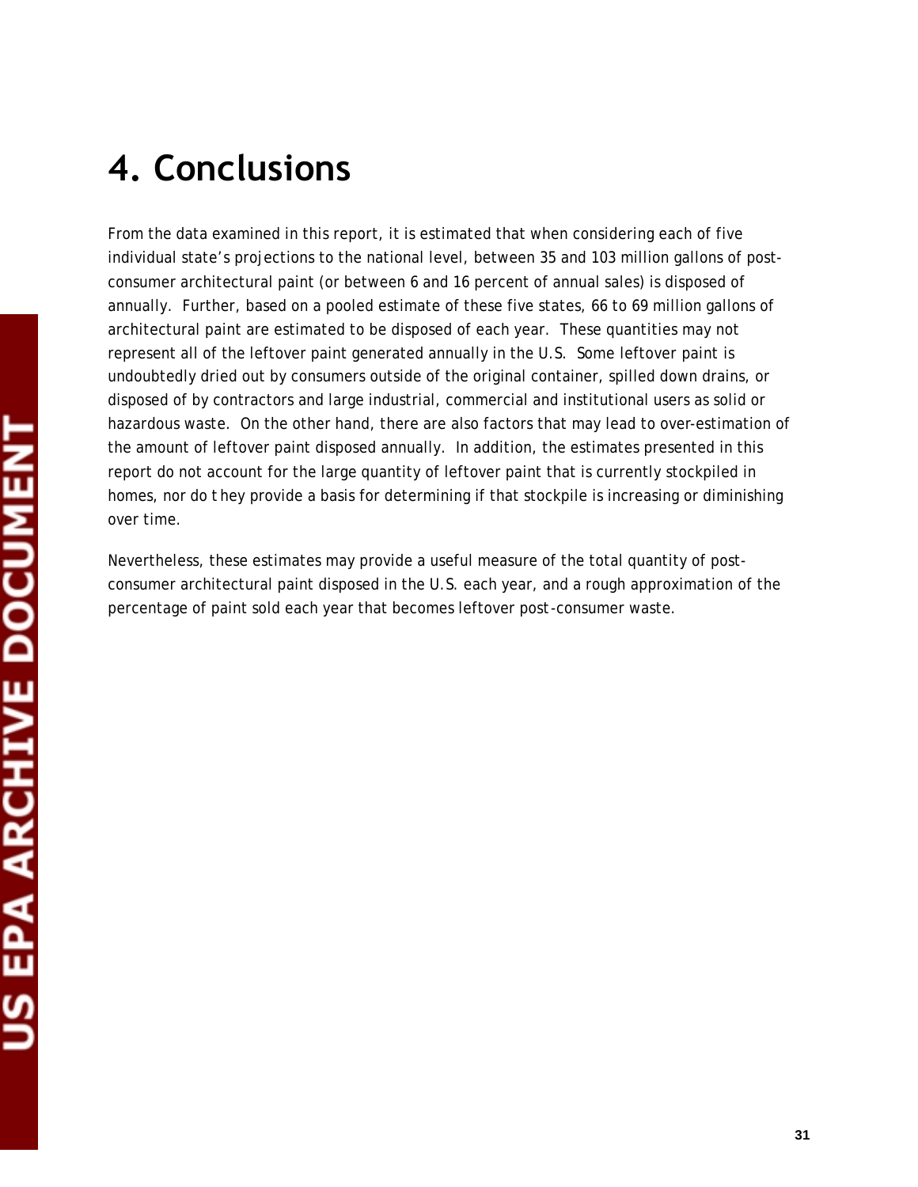# 4. Conclusions

From the data examined in this report, it is estimated that when considering each of five individual state's projections to the national level, between 35 and 103 million gallons of post-consumer architectural paint (or between 6 and 16 percent of annual sales) is disposed of annually. Further, based on a pooled estimate of these five states, 66 to 69 million gallons of architectural paint are estimated to be disposed of each year. These quantities may not represent all of the leftover paint generated annually in the U.S. Some leftover paint is undoubtedly dried out by consumers outside of the original container, spilled down drains, or disposed of by contractors and large industrial, commercial and institutional users as solid or hazardous waste. On the other hand, there are also factors that may lead to over-estimation of the amount of leftover paint disposed annually. In addition, the estimates presented in this report do not account for the large quantity of leftover paint that is currently stockpiled in homes, nor do they provide a basis for determining if that stockpile is increasing or diminishing over time.

Nevertheless, these estimates may provide a useful measure of the total quantity of post-consumer architectural paint disposed in the U.S. each year, and a rough approximation of the percentage of paint sold each year that becomes leftover post-consumer waste.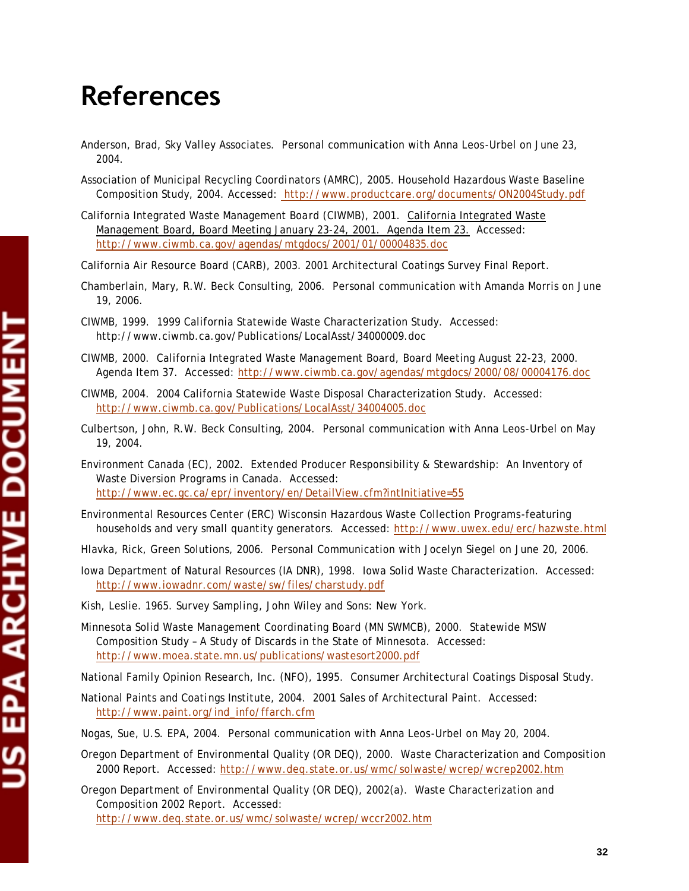# References

Anderson, Brad, Sky Valley Associates. Personal communication with Anna Leos-Urbel on June 23, 2004.

Association of Municipal Recycling Coordinators (AMRC), 2005. Household Hazardous Waste Baseline Composition Study, 2004. Accessed: http://www.productcare.org/documents/ON2004Study.pdf

California Integrated Waste Management Board (CIWMB), 2001. California Integrated Waste Management Board, Board Meeting January 23-24, 2001. Agenda Item 23. Accessed: http://www.ciwmb.ca.gov/agendas/mtgdocs/2001/01/00004835.doc

California Air Resource Board (CARB), 2003. 2001 Architectural Coatings Survey Final Report.

Chamberlain, Mary, R.W. Beck Consulting, 2006. Personal communication with Amanda Morris on June 19, 2006.

CIWMB, 1999. 1999 California Statewide Waste Characterization Study. Accessed: http://www.ciwmb.ca.gov/Publications/LocalAsst/34000009.doc

CIWMB, 2000. California Integrated Waste Management Board, Board Meeting August 22-23, 2000. Agenda Item 37. Accessed: http://www.ciwmb.ca.gov/agendas/mtgdocs/2000/08/00004176.doc

CIWMB, 2004. 2004 California Statewide Waste Disposal Characterization Study. Accessed: http://www.ciwmb.ca.gov/Publications/LocalAsst/34004005.doc

Culbertson, John, R.W. Beck Consulting, 2004. Personal communication with Anna Leos-Urbel on May 19, 2004.

Environment Canada (EC), 2002. Extended Producer Responsibility & Stewardship: An Inventory of Waste Diversion Programs in Canada. Accessed: http://www.ec.gc.ca/epr/inventory/en/DetailView.cfm?intInitiative=55

Environmental Resources Center (ERC) Wisconsin Hazardous Waste Collection Programs-featuring households and very small quantity generators. Accessed: http://www.uwex.edu/erc/hazwste.html

Hlavka, Rick, Green Solutions, 2006. Personal Communication with Jocelyn Siegel on June 20, 2006.

Iowa Department of Natural Resources (IA DNR), 1998. Iowa Solid Waste Characterization. Accessed: http://www.iowadnr.com/waste/sw/files/charstudy.pdf

Kish, Leslie. 1965. Survey Sampling, John Wiley and Sons: New York.

Minnesota Solid Waste Management Coordinating Board (MN SWMCB), 2000. Statewide MSW Composition Study – A Study of Discards in the State of Minnesota. Accessed: http://www.moea.state.mn.us/publications/wastesort2000.pdf

National Family Opinion Research, Inc. (NFO), 1995. Consumer Architectural Coatings Disposal Study.

National Paints and Coatings Institute, 2004. 2001 Sales of Architectural Paint. Accessed: http://www.paint.org/ind_info/ffarch.cfm

Nogas, Sue, U.S. EPA, 2004. Personal communication with Anna Leos-Urbel on May 20, 2004.

Oregon Department of Environmental Quality (OR DEQ), 2000. Waste Characterization and Composition 2000 Report. Accessed: http://www.deq.state.or.us/wmc/solwaste/wcrep/wcrep2002.htm

Oregon Department of Environmental Quality (OR DEQ), 2002(a). Waste Characterization and Composition 2002 Report. Accessed: http://www.deq.state.or.us/wmc/solwaste/wcrep/wccr2002.htm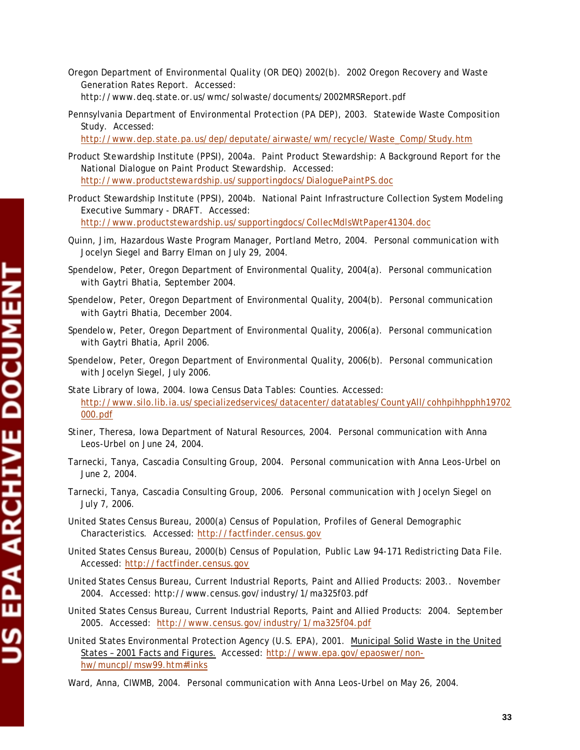Oregon Department of Environmental Quality (OR DEQ) 2002(b). 2002 Oregon Recovery and Waste Generation Rates Report. Accessed: http://www.deq.state.or.us/wmc/solwaste/documents/2002MRSReport.pdf

Pennsylvania Department of Environmental Protection (PA DEP), 2003. Statewide Waste Composition Study. Accessed: http://www.dep.state.pa.us/dep/deputate/airwaste/wm/recycle/Waste_Comp/Study.htm

Product Stewardship Institute (PPSI), 2004a. Paint Product Stewardship: A Background Report for the National Dialogue on Paint Product Stewardship. Accessed: http://www.productstewardship.us/supportingdocs/DialoguePaintPS.doc

Product Stewardship Institute (PPSI), 2004b. National Paint Infrastructure Collection System Modeling Executive Summary - DRAFT. Accessed: http://www.productstewardship.us/supportingdocs/CollecMdlsWtPaper41304.doc

Quinn, Jim, Hazardous Waste Program Manager, Portland Metro, 2004. Personal communication with Jocelyn Siegel and Barry Elman on July 29, 2004.

Spendelow, Peter, Oregon Department of Environmental Quality, 2004(a). Personal communication with Gaytri Bhatia, September 2004.

Spendelow, Peter, Oregon Department of Environmental Quality, 2004(b). Personal communication with Gaytri Bhatia, December 2004.

Spendelow, Peter, Oregon Department of Environmental Quality, 2006(a). Personal communication with Gaytri Bhatia, April 2006.

Spendelow, Peter, Oregon Department of Environmental Quality, 2006(b). Personal communication with Jocelyn Siegel, July 2006.

State Library of Iowa, 2004. Iowa Census Data Tables: Counties. Accessed: http://www.silo.lib.ia.us/specializedservices/datacenter/datatables/CountyAll/cohhpihhpphh19702000.pdf

Stiner, Theresa, Iowa Department of Natural Resources, 2004. Personal communication with Anna Leos-Urbel on June 24, 2004.

Tarnecki, Tanya, Cascadia Consulting Group, 2004. Personal communication with Anna Leos-Urbel on June 2, 2004.

Tarnecki, Tanya, Cascadia Consulting Group, 2006. Personal communication with Jocelyn Siegel on July 7, 2006.

United States Census Bureau, 2000(a) Census of Population, Profiles of General Demographic Characteristics. Accessed: http://factfinder.census.gov

United States Census Bureau, 2000(b) Census of Population, Public Law 94-171 Redistricting Data File. Accessed: http://factfinder.census.gov

United States Census Bureau, Current Industrial Reports, Paint and Allied Products: 2003.. November 2004. Accessed: http://www.census.gov/industry/1/ma325f03.pdf

United States Census Bureau, Current Industrial Reports, Paint and Allied Products: 2004. September 2005. Accessed: http://www.census.gov/industry/1/ma325f04.pdf

United States Environmental Protection Agency (U.S. EPA), 2001. Municipal Solid Waste in the United States – 2001 Facts and Figures. Accessed: http://www.epa.gov/epaoswer/non-hw/muncpl/msw99.htm#links

Ward, Anna, CIWMB, 2004. Personal communication with Anna Leos-Urbel on May 26, 2004.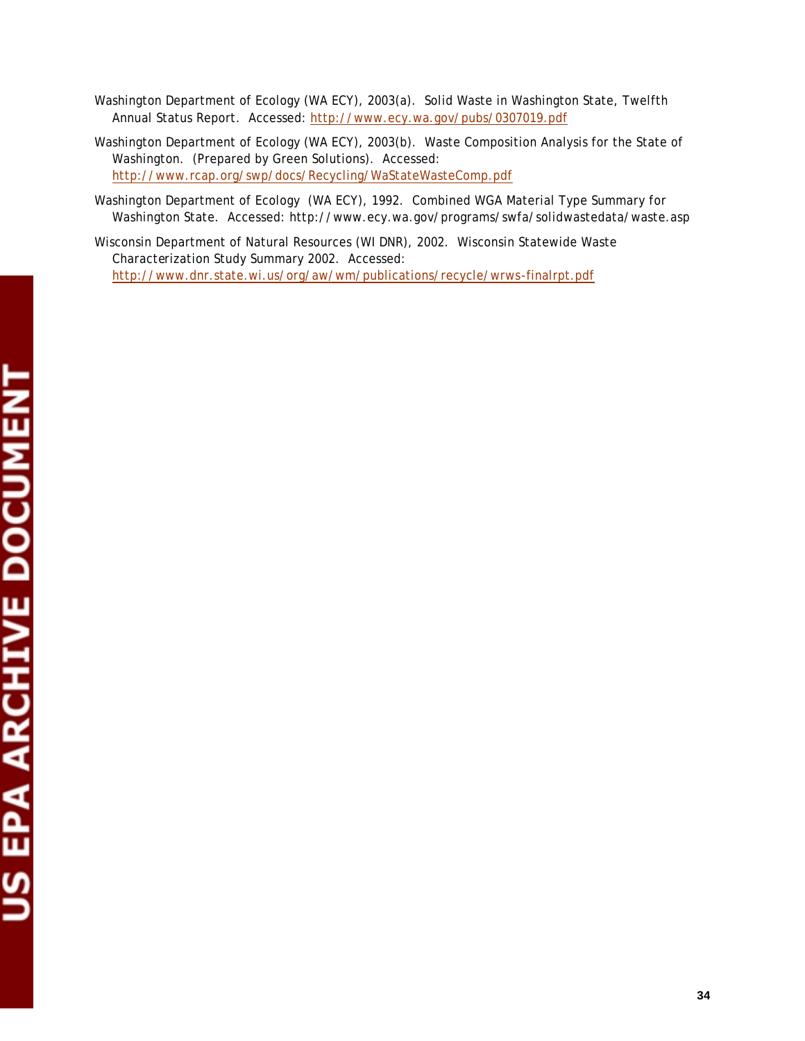Washington Department of Ecology (WA ECY), 2003(a). Solid Waste in Washington State, Twelfth Annual Status Report. Accessed: http://www.ecy.wa.gov/pubs/0307019.pdf

Washington Department of Ecology (WA ECY), 2003(b). Waste Composition Analysis for the State of Washington. (Prepared by Green Solutions). Accessed: http://www.rcap.org/swp/docs/Recycling/WaStateWasteComp.pdf

Washington Department of Ecology (WA ECY), 1992. Combined WGA Material Type Summary for Washington State. Accessed: http://www.ecy.wa.gov/programs/swfa/solidwastedata/waste.asp

Wisconsin Department of Natural Resources (WI DNR), 2002. Wisconsin Statewide Waste Characterization Study Summary 2002. Accessed: http://www.dnr.state.wi.us/org/aw/wm/publications/recycle/wrws-finalrpt.pdf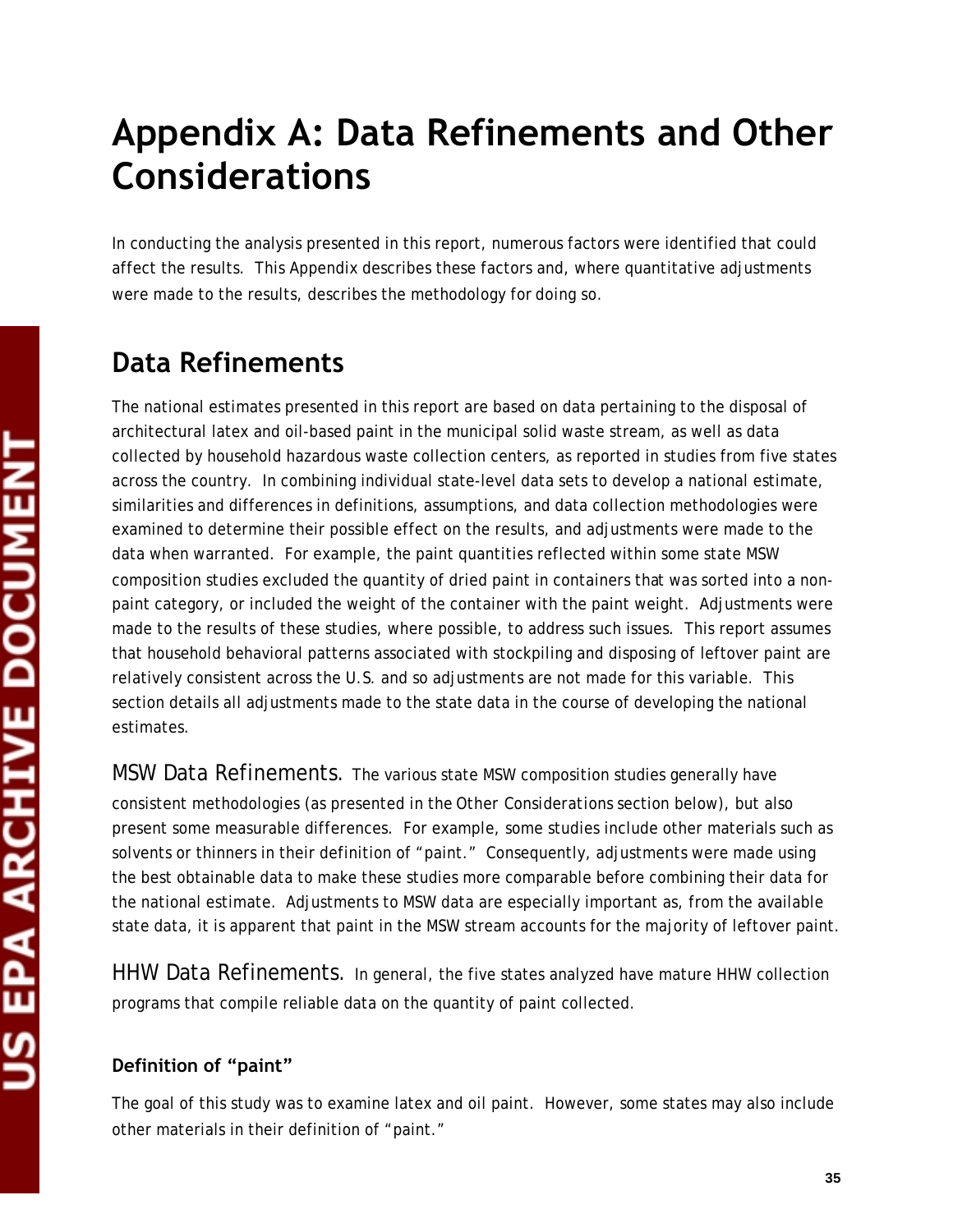# Appendix A: Data Refinements and Other Considerations

In conducting the analysis presented in this report, numerous factors were identified that could affect the results. This Appendix describes these factors and, where quantitative adjustments were made to the results, describes the methodology for doing so.

## Data Refinements

The national estimates presented in this report are based on data pertaining to the disposal of architectural latex and oil-based paint in the municipal solid waste stream, as well as data collected by household hazardous waste collection centers, as reported in studies from five states across the country. In combining individual state-level data sets to develop a national estimate, similarities and differences in definitions, assumptions, and data collection methodologies were examined to determine their possible effect on the results, and adjustments were made to the data when warranted. For example, the paint quantities reflected within some state MSW composition studies excluded the quantity of dried paint in containers that was sorted into a non-paint category, or included the weight of the container with the paint weight. Adjustments were made to the results of these studies, where possible, to address such issues. This report assumes that household behavioral patterns associated with stockpiling and disposing of leftover paint are relatively consistent across the U.S. and so adjustments are not made for this variable. This section details all adjustments made to the state data in the course of developing the national estimates.

MSW Data Refinements. The various state MSW composition studies generally have consistent methodologies (as presented in the *Other Considerations* section below), but also present some measurable differences. For example, some studies include other materials such as solvents or thinners in their definition of "paint." Consequently, adjustments were made using the best obtainable data to make these studies more comparable before combining their data for the national estimate. Adjustments to MSW data are especially important as, from the available state data, it is apparent that paint in the MSW stream accounts for the majority of leftover paint.

HHW Data Refinements. In general, the five states analyzed have mature HHW collection programs that compile reliable data on the quantity of paint collected.

### Definition of "paint"

The goal of this study was to examine latex and oil paint. However, some states may also include other materials in their definition of "paint."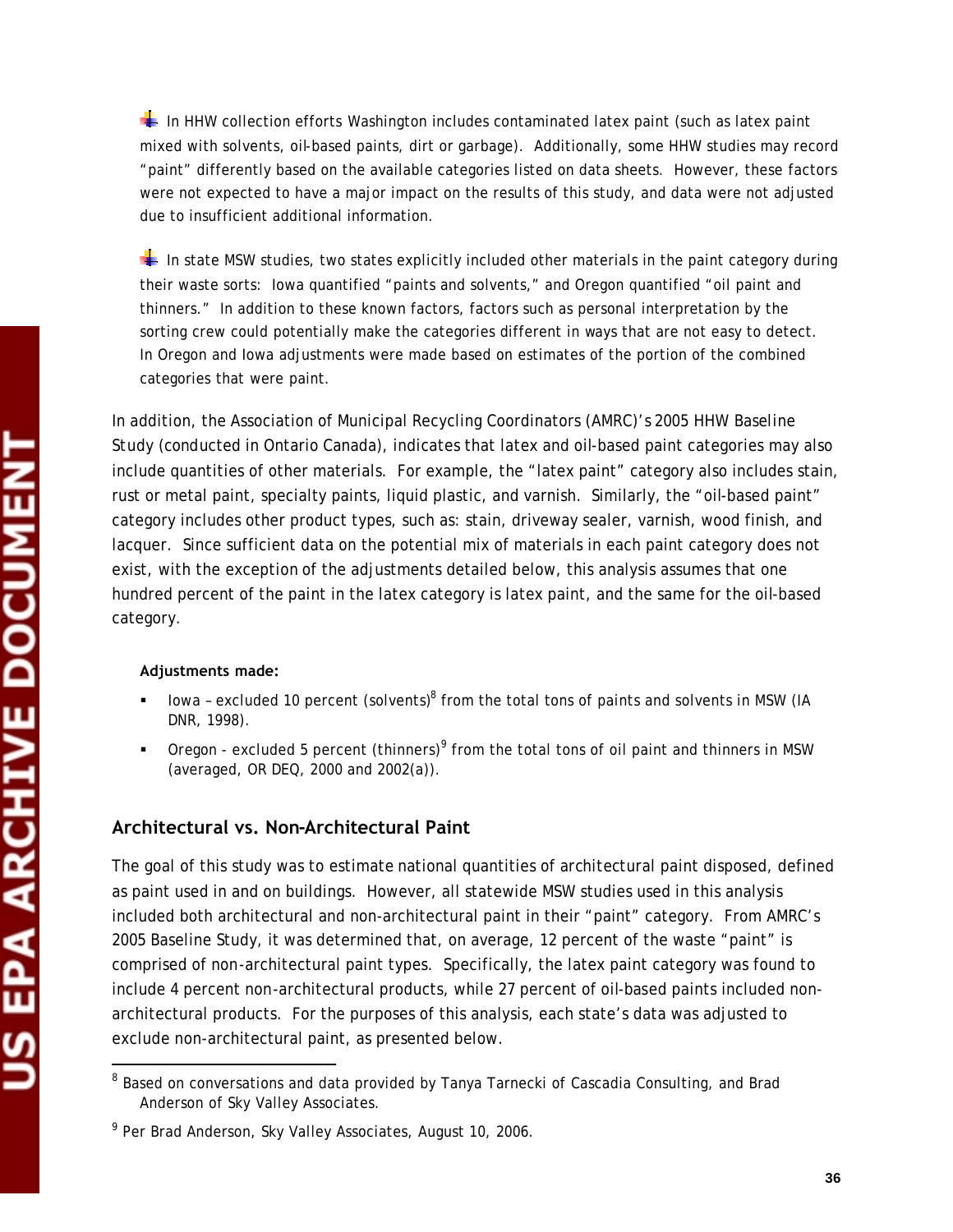- In HHW collection efforts Washington includes contaminated latex paint (such as latex paint mixed with solvents, oil-based paints, dirt or garbage). Additionally, some HHW studies may record "paint" differently based on the available categories listed on data sheets. However, these factors were not expected to have a major impact on the results of this study, and data were not adjusted due to insufficient additional information.

- In state MSW studies, two states explicitly included other materials in the paint category during their waste sorts: Iowa quantified "paints and solvents," and Oregon quantified "oil paint and thinners." In addition to these known factors, factors such as personal interpretation by the sorting crew could potentially make the categories different in ways that are not easy to detect. In Oregon and Iowa adjustments were made based on estimates of the portion of the combined categories that were paint.

In addition, the Association of Municipal Recycling Coordinators (AMRC)'s 2005 HHW Baseline Study (conducted in Ontario Canada), indicates that latex and oil-based paint categories may also include quantities of other materials. For example, the "latex paint" category also includes stain, rust or metal paint, specialty paints, liquid plastic, and varnish. Similarly, the "oil-based paint" category includes other product types, such as: stain, driveway sealer, varnish, wood finish, and lacquer. Since sufficient data on the potential mix of materials in each paint category does not exist, with the exception of the adjustments detailed below, this analysis assumes that one hundred percent of the paint in the latex category is latex paint, and the same for the oil-based category.

**Adjustments made:**

- Iowa – excluded 10 percent (solvents)[8] from the total tons of paints and solvents in MSW (IA DNR, 1998).
- Oregon - excluded 5 percent (thinners)[9] from the total tons of oil paint and thinners in MSW (averaged, OR DEQ, 2000 and 2002(a)).

## Architectural vs. Non-Architectural Paint

The goal of this study was to estimate national quantities of architectural paint disposed, defined as paint used in and on buildings. However, all statewide MSW studies used in this analysis included both architectural and non-architectural paint in their "paint" category. From AMRC's 2005 Baseline Study, it was determined that, on average, 12 percent of the waste "paint" is comprised of non-architectural paint types. Specifically, the latex paint category was found to include 4 percent non-architectural products, while 27 percent of oil-based paints included non-architectural products. For the purposes of this analysis, each state's data was adjusted to exclude non-architectural paint, as presented below.

---

[8] Based on conversations and data provided by Tanya Tarnecki of Cascadia Consulting, and Brad Anderson of Sky Valley Associates.

[9] Per Brad Anderson, Sky Valley Associates, August 10, 2006.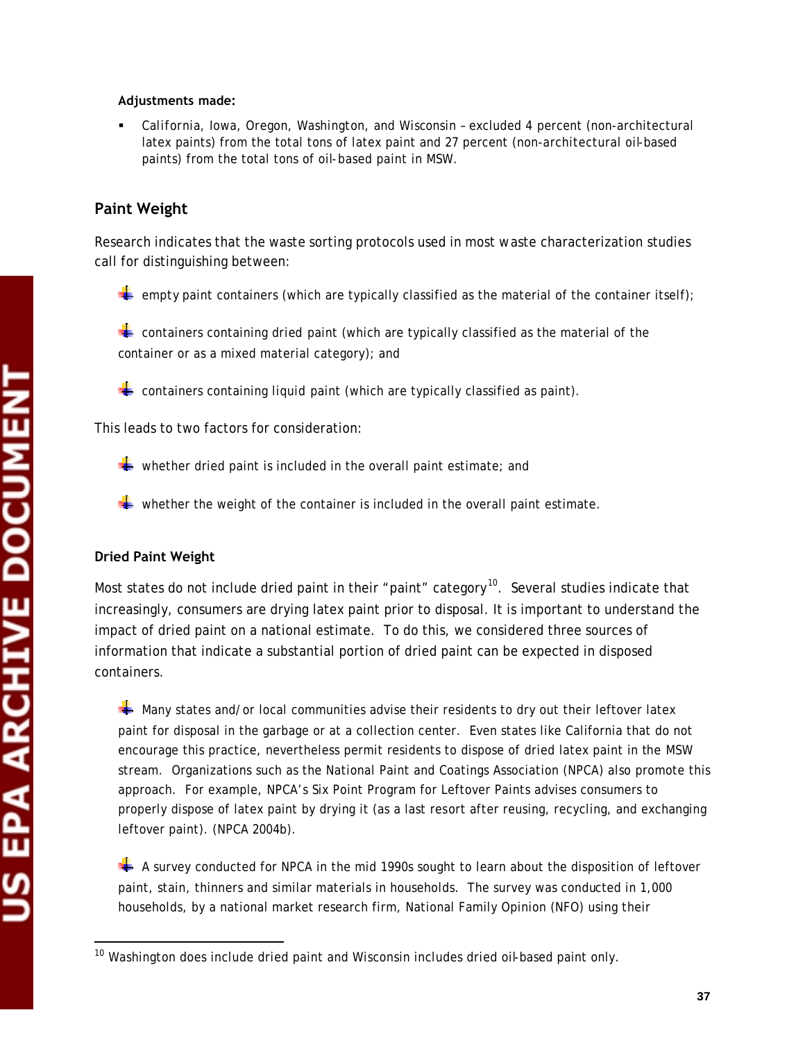**Adjustments made:**

- California, Iowa, Oregon, Washington, and Wisconsin – excluded 4 percent (non-architectural latex paints) from the total tons of latex paint and 27 percent (non-architectural oil-based paints) from the total tons of oil-based paint in MSW.

## Paint Weight

Research indicates that the waste sorting protocols used in most waste characterization studies call for distinguishing between:

- empty paint containers (which are typically classified as the material of the container itself);
- containers containing dried paint (which are typically classified as the material of the container or as a mixed material category); and
- containers containing liquid paint (which are typically classified as paint).

This leads to two factors for consideration:

- whether dried paint is included in the overall paint estimate; and
- whether the weight of the container is included in the overall paint estimate.

### Dried Paint Weight

Most states do not include dried paint in their "paint" category[10]. Several studies indicate that increasingly, consumers are drying latex paint prior to disposal. It is important to understand the impact of dried paint on a national estimate. To do this, we considered three sources of information that indicate a substantial portion of dried paint can be expected in disposed containers.

- Many states and/or local communities advise their residents to dry out their leftover latex paint for disposal in the garbage or at a collection center. Even states like California that do not encourage this practice, nevertheless permit residents to dispose of dried latex paint in the MSW stream. Organizations such as the National Paint and Coatings Association (NPCA) also promote this approach. For example, NPCA's Six Point Program for Leftover Paints advises consumers to properly dispose of latex paint by drying it (as a last resort after reusing, recycling, and exchanging leftover paint). (NPCA 2004b).

- A survey conducted for NPCA in the mid 1990s sought to learn about the disposition of leftover paint, stain, thinners and similar materials in households. The survey was conducted in 1,000 households, by a national market research firm, National Family Opinion (NFO) using their

[10] Washington does include dried paint and Wisconsin includes dried oil-based paint only.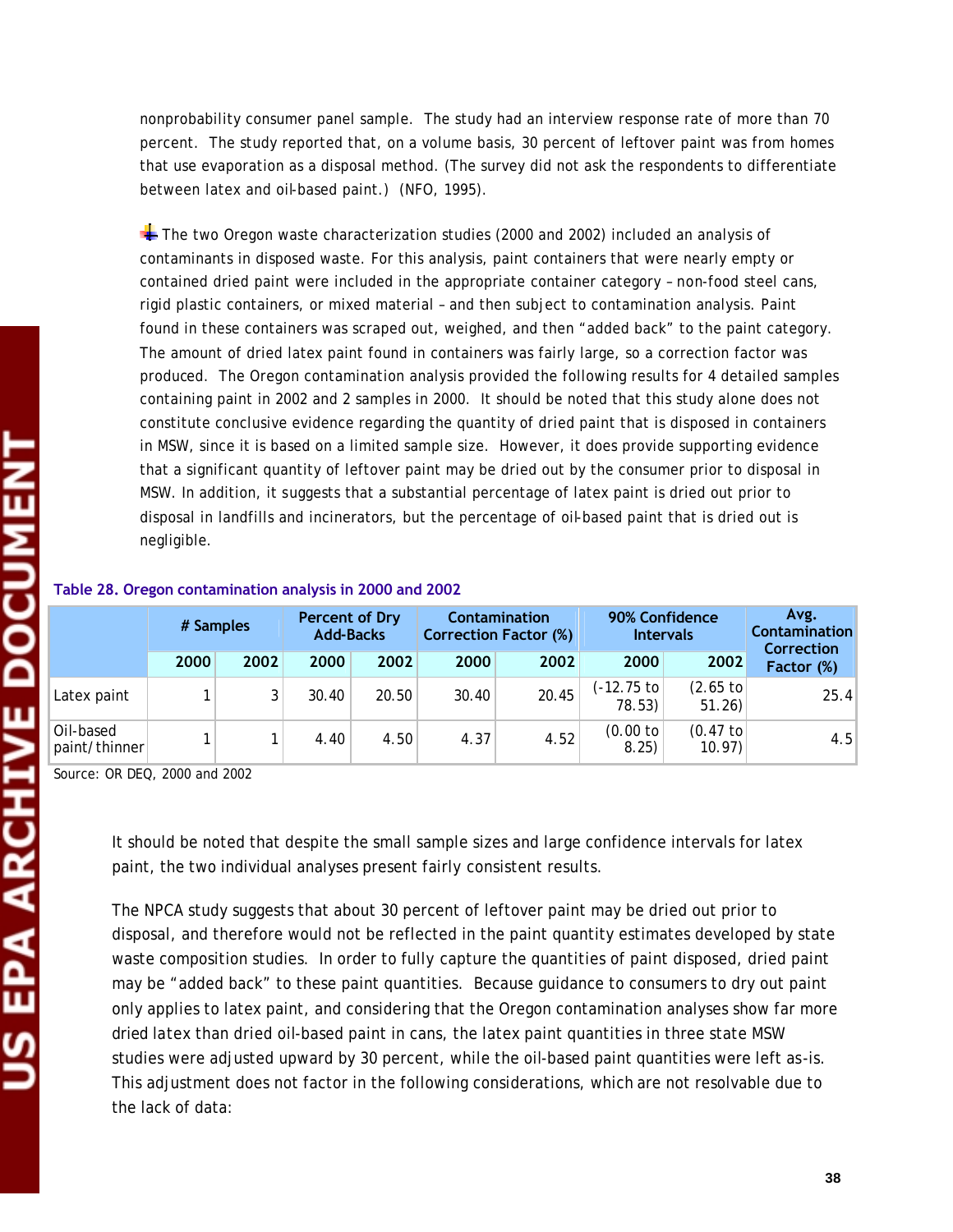nonprobability consumer panel sample. The study had an interview response rate of more than 70 percent. The study reported that, on a volume basis, 30 percent of leftover paint was from homes that use evaporation as a disposal method. (The survey did not ask the respondents to differentiate between latex and oil-based paint.) (NFO, 1995).

The two Oregon waste characterization studies (2000 and 2002) included an analysis of contaminants in disposed waste. For this analysis, paint containers that were nearly empty or contained dried paint were included in the appropriate container category – non-food steel cans, rigid plastic containers, or mixed material – and then subject to contamination analysis. Paint found in these containers was scraped out, weighed, and then "added back" to the paint category. The amount of dried latex paint found in containers was fairly large, so a correction factor was produced. The Oregon contamination analysis provided the following results for 4 detailed samples containing paint in 2002 and 2 samples in 2000. It should be noted that this study alone does not constitute conclusive evidence regarding the quantity of dried paint that is disposed in containers in MSW, since it is based on a limited sample size. However, it does provide supporting evidence that a significant quantity of leftover paint may be dried out by the consumer prior to disposal in MSW. In addition, it suggests that a substantial percentage of latex paint is dried out prior to disposal in landfills and incinerators, but the percentage of oil-based paint that is dried out is negligible.

**Table 28. Oregon contamination analysis in 2000 and 2002**

| | # Samples | | Percent of Dry Add-Backs | | Contamination Correction Factor (%) | | 90% Confidence Intervals | | Avg. Contamination Correction Factor (%) |
|---|---|---|---|---|---|---|---|---|---|
| | 2000 | 2002 | 2000 | 2002 | 2000 | 2002 | 2000 | 2002 | |
| Latex paint | 1 | 3 | 30.40 | 20.50 | 30.40 | 20.45 | (-12.75 to 78.53) | (2.65 to 51.26) | 25.4 |
| Oil-based paint/thinner | 1 | 1 | 4.40 | 4.50 | 4.37 | 4.52 | (0.00 to 8.25) | (0.47 to 10.97) | 4.5 |

Source: OR DEQ, 2000 and 2002

It should be noted that despite the small sample sizes and large confidence intervals for latex paint, the two individual analyses present fairly consistent results.

The NPCA study suggests that about 30 percent of leftover paint may be dried out prior to disposal, and therefore would not be reflected in the paint quantity estimates developed by state waste composition studies. In order to fully capture the quantities of paint disposed, dried paint may be "added back" to these paint quantities. Because guidance to consumers to dry out paint only applies to latex paint, and considering that the Oregon contamination analyses show far more dried latex than dried oil-based paint in cans, the latex paint quantities in three state MSW studies were adjusted upward by 30 percent, while the oil-based paint quantities were left as-is. This adjustment does not factor in the following considerations, which are not resolvable due to the lack of data: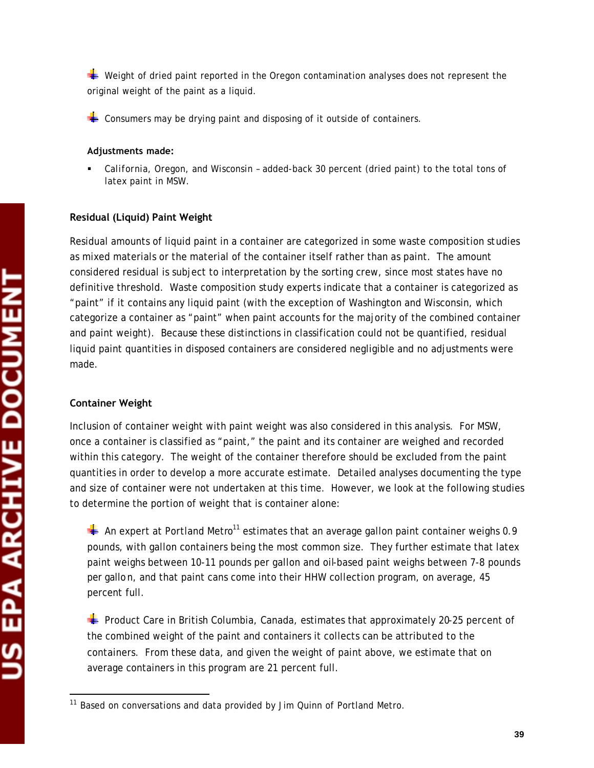- Weight of dried paint reported in the Oregon contamination analyses does not represent the original weight of the paint as a liquid.

- Consumers may be drying paint and disposing of it outside of containers.

**Adjustments made:**

- California, Oregon, and Wisconsin – added-back 30 percent (dried paint) to the total tons of latex paint in MSW.

### Residual (Liquid) Paint Weight

Residual amounts of liquid paint in a container are categorized in some waste composition studies as mixed materials or the material of the container itself rather than as paint. The amount considered residual is subject to interpretation by the sorting crew, since most states have no definitive threshold. Waste composition study experts indicate that a container is categorized as "paint" if it contains any liquid paint (with the exception of Washington and Wisconsin, which categorize a container as "paint" when paint accounts for the majority of the combined container and paint weight). Because these distinctions in classification could not be quantified, residual liquid paint quantities in disposed containers are considered negligible and no adjustments were made.

### Container Weight

Inclusion of container weight with paint weight was also considered in this analysis. For MSW, once a container is classified as "paint," the paint and its container are weighed and recorded within this category. The weight of the container therefore should be excluded from the paint quantities in order to develop a more accurate estimate. Detailed analyses documenting the type and size of container were not undertaken at this time. However, we look at the following studies to determine the portion of weight that is container alone:

- An expert at Portland Metro[11] estimates that an average gallon paint container weighs 0.9 pounds, with gallon containers being the most common size. They further estimate that latex paint weighs between 10-11 pounds per gallon and oil-based paint weighs between 7-8 pounds per gallon, and that paint cans come into their HHW collection program, on average, 45 percent full.

- Product Care in British Columbia, Canada, estimates that approximately 20-25 percent of the combined weight of the paint and containers it collects can be attributed to the containers. From these data, and given the weight of paint above, we estimate that on average containers in this program are 21 percent full.

---

[11] Based on conversations and data provided by Jim Quinn of Portland Metro.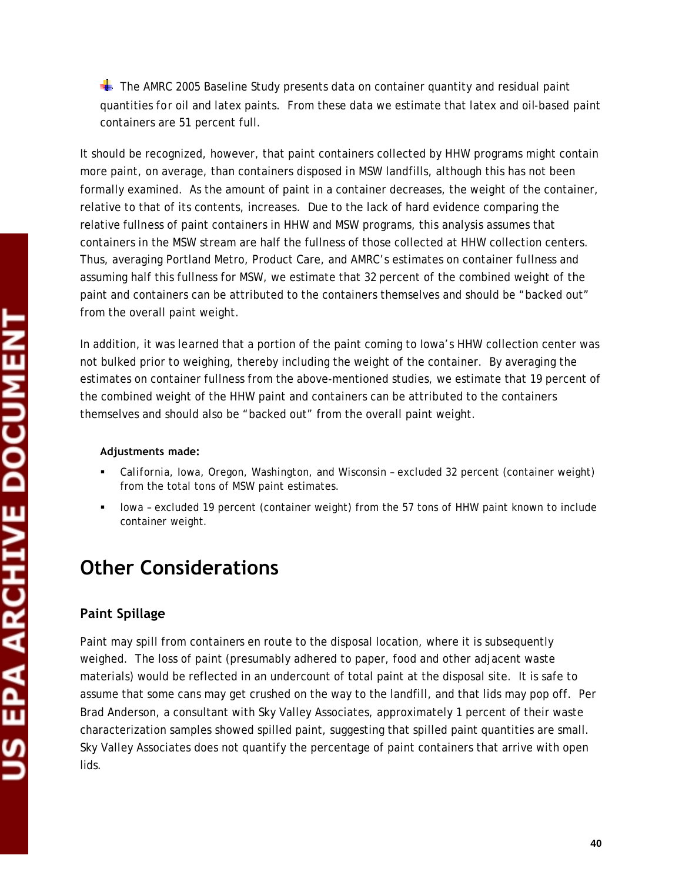- The AMRC 2005 Baseline Study presents data on container quantity and residual paint quantities for oil and latex paints. From these data we estimate that latex and oil-based paint containers are 51 percent full.

It should be recognized, however, that paint containers collected by HHW programs might contain more paint, on average, than containers disposed in MSW landfills, although this has not been formally examined. As the amount of paint in a container decreases, the weight of the container, relative to that of its contents, increases. Due to the lack of hard evidence comparing the relative fullness of paint containers in HHW and MSW programs, this analysis assumes that containers in the MSW stream are half the fullness of those collected at HHW collection centers. Thus, averaging Portland Metro, Product Care, and AMRC's estimates on container fullness and assuming half this fullness for MSW, we estimate that 32 percent of the combined weight of the paint and containers can be attributed to the containers themselves and should be "backed out" from the overall paint weight.

In addition, it was learned that a portion of the paint coming to Iowa's HHW collection center was not bulked prior to weighing, thereby including the weight of the container. By averaging the estimates on container fullness from the above-mentioned studies, we estimate that 19 percent of the combined weight of the HHW paint and containers can be attributed to the containers themselves and should also be "backed out" from the overall paint weight.

**Adjustments made:**

- California, Iowa, Oregon, Washington, and Wisconsin – excluded 32 percent (container weight) from the total tons of MSW paint estimates.
- Iowa – excluded 19 percent (container weight) from the 57 tons of HHW paint known to include container weight.

# Other Considerations

## Paint Spillage

Paint may spill from containers en route to the disposal location, where it is subsequently weighed. The loss of paint (presumably adhered to paper, food and other adjacent waste materials) would be reflected in an undercount of total paint at the disposal site. It is safe to assume that some cans may get crushed on the way to the landfill, and that lids may pop off. Per Brad Anderson, a consultant with Sky Valley Associates, approximately 1 percent of their waste characterization samples showed spilled paint, suggesting that spilled paint quantities are small. Sky Valley Associates does not quantify the percentage of paint containers that arrive with open lids.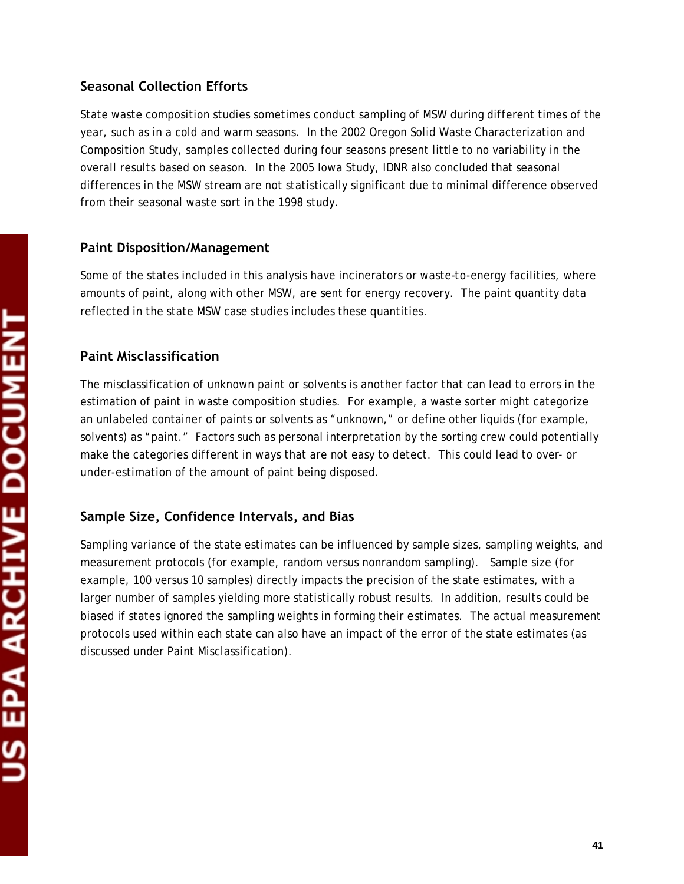### Seasonal Collection Efforts

State waste composition studies sometimes conduct sampling of MSW during different times of the year, such as in a cold and warm seasons. In the 2002 Oregon Solid Waste Characterization and Composition Study, samples collected during four seasons present little to no variability in the overall results based on season. In the 2005 Iowa Study, IDNR also concluded that seasonal differences in the MSW stream are not statistically significant due to minimal difference observed from their seasonal waste sort in the 1998 study.

### Paint Disposition/Management

Some of the states included in this analysis have incinerators or waste-to-energy facilities, where amounts of paint, along with other MSW, are sent for energy recovery. The paint quantity data reflected in the state MSW case studies includes these quantities.

### Paint Misclassification

The misclassification of unknown paint or solvents is another factor that can lead to errors in the estimation of paint in waste composition studies. For example, a waste sorter might categorize an unlabeled container of paints or solvents as "unknown," or define other liquids (for example, solvents) as "paint." Factors such as personal interpretation by the sorting crew could potentially make the categories different in ways that are not easy to detect. This could lead to over- or under-estimation of the amount of paint being disposed.

### Sample Size, Confidence Intervals, and Bias

Sampling variance of the state estimates can be influenced by sample sizes, sampling weights, and measurement protocols (for example, random versus nonrandom sampling). Sample size (for example, 100 versus 10 samples) directly impacts the precision of the state estimates, with a larger number of samples yielding more statistically robust results. In addition, results could be biased if states ignored the sampling weights in forming their estimates. The actual measurement protocols used within each state can also have an impact of the error of the state estimates (as discussed under Paint Misclassification).